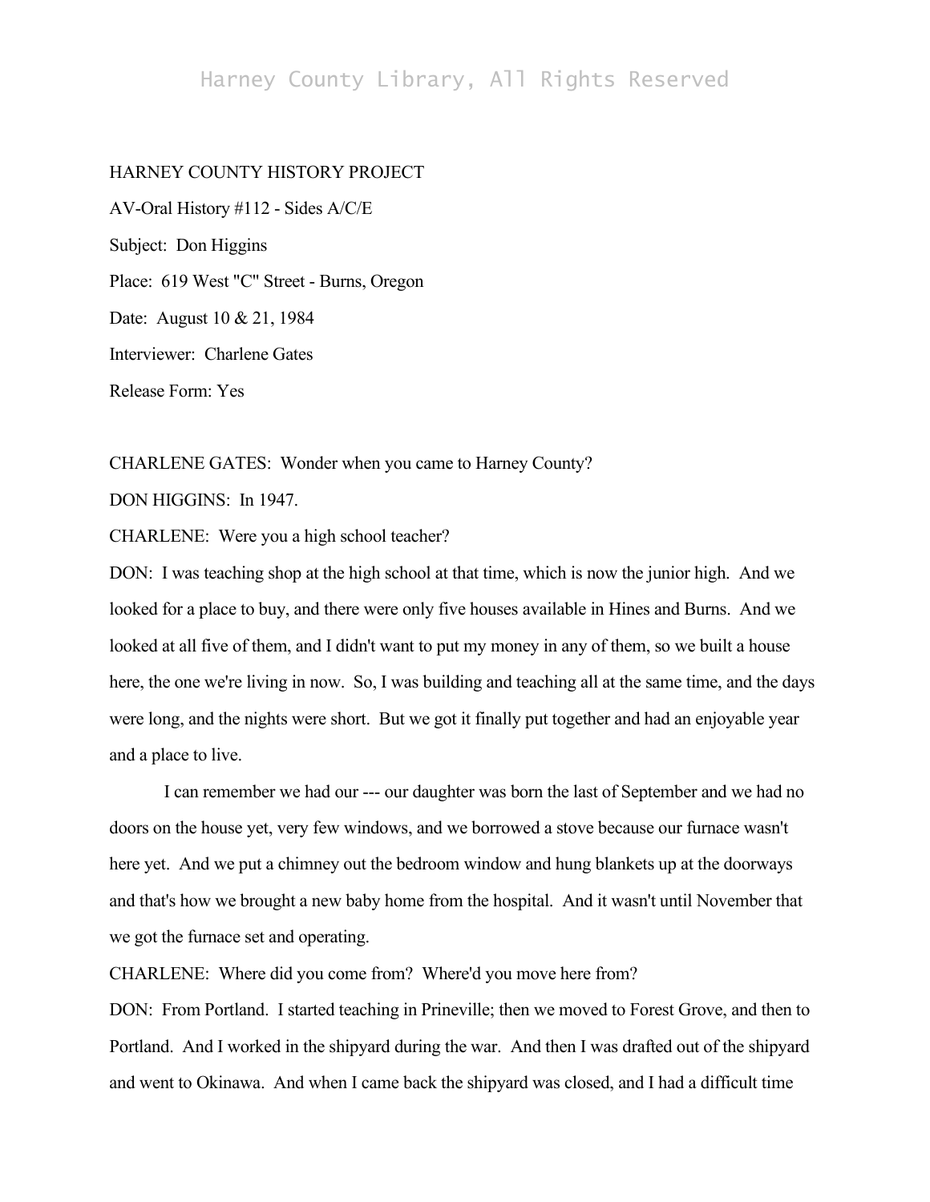HARNEY COUNTY HISTORY PROJECT

AV-Oral History #112 - Sides A/C/E

Subject: Don Higgins

Place: 619 West "C" Street - Burns, Oregon

Date: August 10 & 21, 1984

Interviewer: Charlene Gates

Release Form: Yes

CHARLENE GATES: Wonder when you came to Harney County?

DON HIGGINS: In 1947.

CHARLENE: Were you a high school teacher?

DON: I was teaching shop at the high school at that time, which is now the junior high. And we looked for a place to buy, and there were only five houses available in Hines and Burns. And we looked at all five of them, and I didn't want to put my money in any of them, so we built a house here, the one we're living in now. So, I was building and teaching all at the same time, and the days were long, and the nights were short. But we got it finally put together and had an enjoyable year and a place to live.

I can remember we had our --- our daughter was born the last of September and we had no doors on the house yet, very few windows, and we borrowed a stove because our furnace wasn't here yet. And we put a chimney out the bedroom window and hung blankets up at the doorways and that's how we brought a new baby home from the hospital. And it wasn't until November that we got the furnace set and operating.

CHARLENE: Where did you come from? Where'd you move here from?

DON: From Portland. I started teaching in Prineville; then we moved to Forest Grove, and then to Portland. And I worked in the shipyard during the war. And then I was drafted out of the shipyard and went to Okinawa. And when I came back the shipyard was closed, and I had a difficult time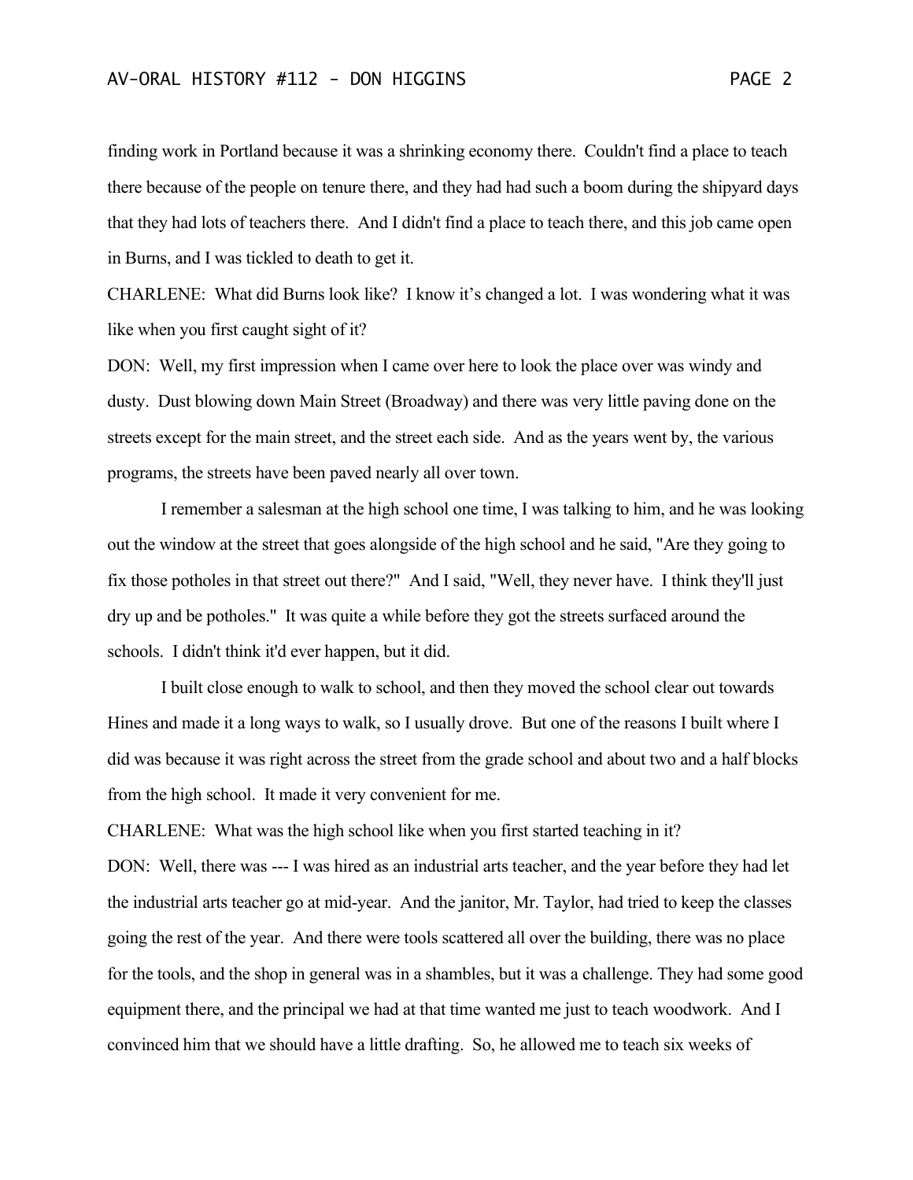finding work in Portland because it was a shrinking economy there. Couldn't find a place to teach there because of the people on tenure there, and they had had such a boom during the shipyard days that they had lots of teachers there. And I didn't find a place to teach there, and this job came open in Burns, and I was tickled to death to get it.

CHARLENE: What did Burns look like? I know it's changed a lot. I was wondering what it was like when you first caught sight of it?

DON: Well, my first impression when I came over here to look the place over was windy and dusty. Dust blowing down Main Street (Broadway) and there was very little paving done on the streets except for the main street, and the street each side. And as the years went by, the various programs, the streets have been paved nearly all over town.

I remember a salesman at the high school one time, I was talking to him, and he was looking out the window at the street that goes alongside of the high school and he said, "Are they going to fix those potholes in that street out there?" And I said, "Well, they never have. I think they'll just dry up and be potholes." It was quite a while before they got the streets surfaced around the schools. I didn't think it'd ever happen, but it did.

I built close enough to walk to school, and then they moved the school clear out towards Hines and made it a long ways to walk, so I usually drove. But one of the reasons I built where I did was because it was right across the street from the grade school and about two and a half blocks from the high school. It made it very convenient for me.

CHARLENE: What was the high school like when you first started teaching in it?

DON: Well, there was --- I was hired as an industrial arts teacher, and the year before they had let the industrial arts teacher go at mid-year. And the janitor, Mr. Taylor, had tried to keep the classes going the rest of the year. And there were tools scattered all over the building, there was no place for the tools, and the shop in general was in a shambles, but it was a challenge. They had some good equipment there, and the principal we had at that time wanted me just to teach woodwork. And I convinced him that we should have a little drafting. So, he allowed me to teach six weeks of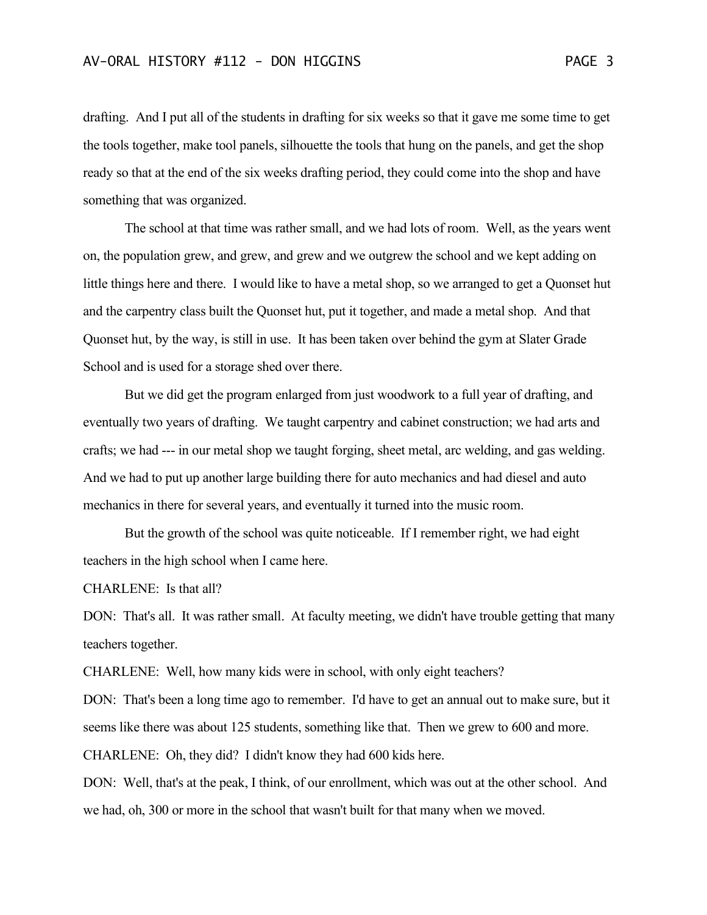drafting. And I put all of the students in drafting for six weeks so that it gave me some time to get the tools together, make tool panels, silhouette the tools that hung on the panels, and get the shop ready so that at the end of the six weeks drafting period, they could come into the shop and have something that was organized.

The school at that time was rather small, and we had lots of room. Well, as the years went on, the population grew, and grew, and grew and we outgrew the school and we kept adding on little things here and there. I would like to have a metal shop, so we arranged to get a Quonset hut and the carpentry class built the Quonset hut, put it together, and made a metal shop. And that Quonset hut, by the way, is still in use. It has been taken over behind the gym at Slater Grade School and is used for a storage shed over there.

But we did get the program enlarged from just woodwork to a full year of drafting, and eventually two years of drafting. We taught carpentry and cabinet construction; we had arts and crafts; we had --- in our metal shop we taught forging, sheet metal, arc welding, and gas welding. And we had to put up another large building there for auto mechanics and had diesel and auto mechanics in there for several years, and eventually it turned into the music room.

But the growth of the school was quite noticeable. If I remember right, we had eight teachers in the high school when I came here.

CHARLENE: Is that all?

DON: That's all. It was rather small. At faculty meeting, we didn't have trouble getting that many teachers together.

CHARLENE: Well, how many kids were in school, with only eight teachers?

DON: That's been a long time ago to remember. I'd have to get an annual out to make sure, but it seems like there was about 125 students, something like that. Then we grew to 600 and more.

CHARLENE: Oh, they did? I didn't know they had 600 kids here.

DON: Well, that's at the peak, I think, of our enrollment, which was out at the other school. And we had, oh, 300 or more in the school that wasn't built for that many when we moved.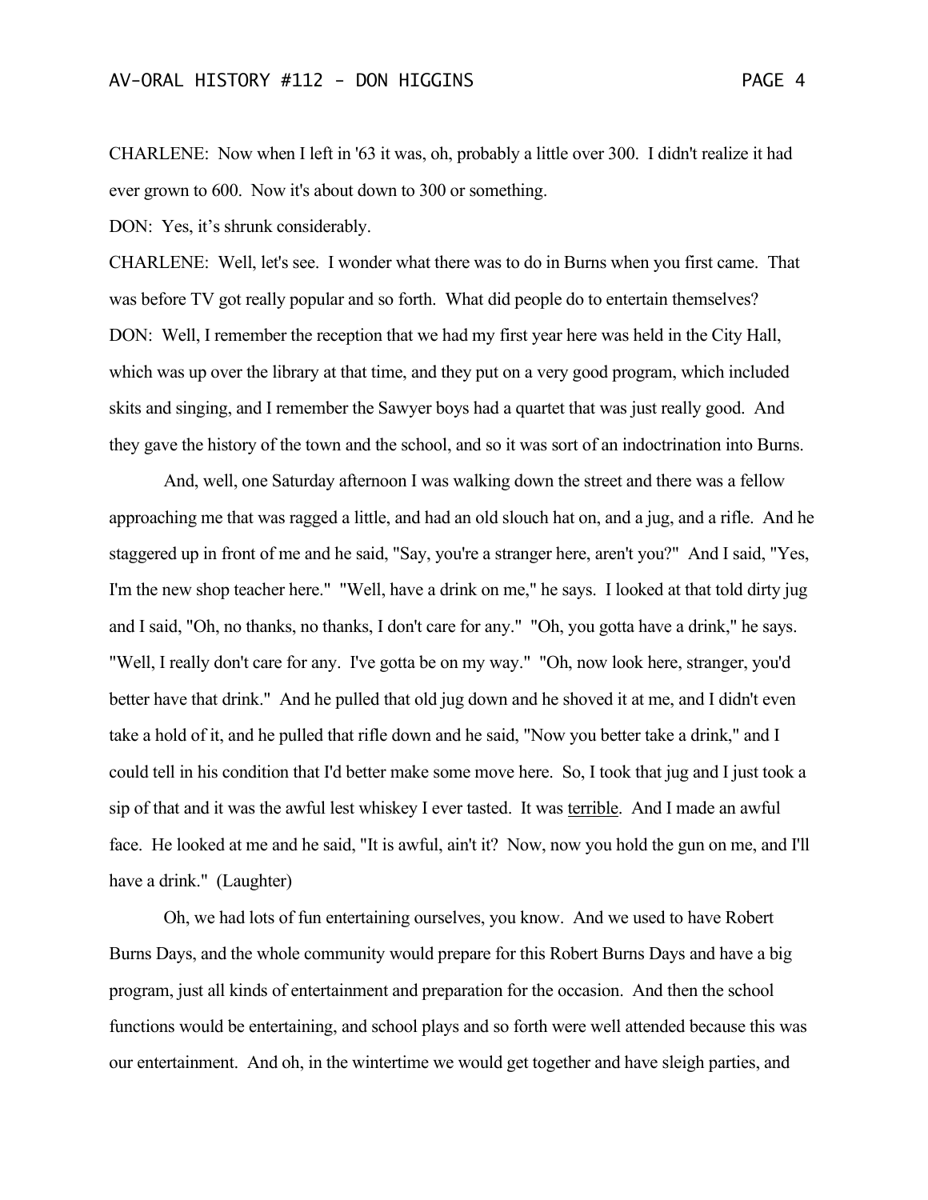CHARLENE: Now when I left in '63 it was, oh, probably a little over 300. I didn't realize it had ever grown to 600. Now it's about down to 300 or something.

DON: Yes, it’s shrunk considerably.

CHARLENE: Well, let's see. I wonder what there was to do in Burns when you first came. That was before TV got really popular and so forth. What did people do to entertain themselves?

DON: Well, I remember the reception that we had my first year here was held in the City Hall, which was up over the library at that time, and they put on a very good program, which included skits and singing, and I remember the Sawyer boys had a quartet that was just really good. And they gave the history of the town and the school, and so it was sort of an indoctrination into Burns.

And, well, one Saturday afternoon I was walking down the street and there was a fellow approaching me that was ragged a little, and had an old slouch hat on, and a jug, and a rifle. And he staggered up in front of me and he said, "Say, you're a stranger here, aren't you?" And I said, "Yes, I'm the new shop teacher here." "Well, have a drink on me," he says. I looked at that told dirty jug and I said, "Oh, no thanks, no thanks, I don't care for any." "Oh, you gotta have a drink," he says. "Well, I really don't care for any. I've gotta be on my way." "Oh, now look here, stranger, you'd better have that drink." And he pulled that old jug down and he shoved it at me, and I didn't even take a hold of it, and he pulled that rifle down and he said, "Now you better take a drink," and I could tell in his condition that I'd better make some move here. So, I took that jug and I just took a sip of that and it was the awful lest whiskey I ever tasted. It was <u>terrible</u>. And I made an awful face. He looked at me and he said, "It is awful, ain't it? Now, now you hold the gun on me, and I'll have a drink." (Laughter)

Oh, we had lots of fun entertaining ourselves, you know. And we used to have Robert Burns Days, and the whole community would prepare for this Robert Burns Days and have a big program, just all kinds of entertainment and preparation for the occasion. And then the school functions would be entertaining, and school plays and so forth were well attended because this was our entertainment. And oh, in the wintertime we would get together and have sleigh parties, and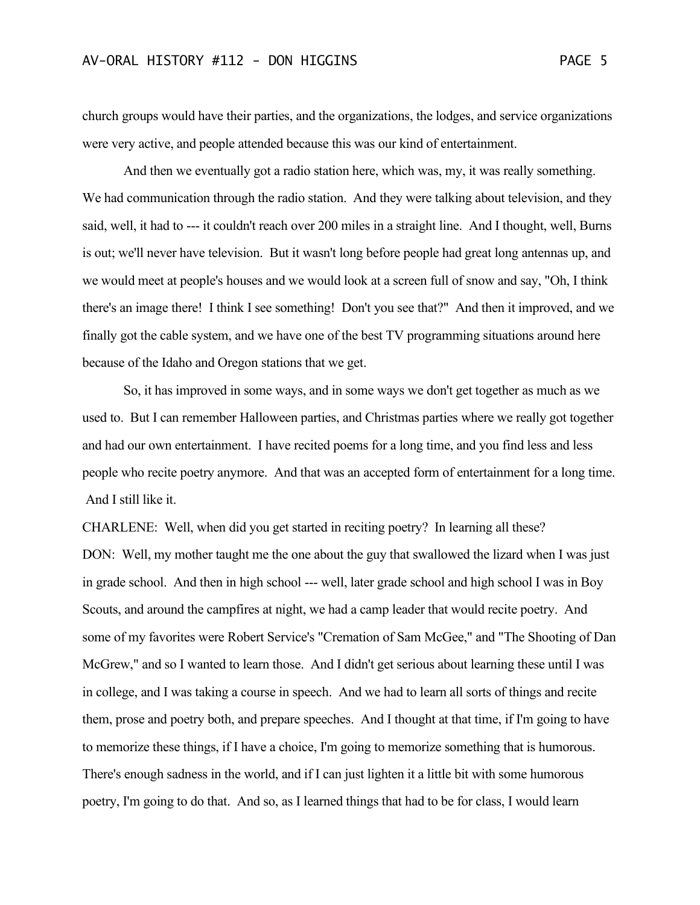church groups would have their parties, and the organizations, the lodges, and service organizations were very active, and people attended because this was our kind of entertainment.

And then we eventually got a radio station here, which was, my, it was really something. We had communication through the radio station. And they were talking about television, and they said, well, it had to --- it couldn't reach over 200 miles in a straight line. And I thought, well, Burns is out; we'll never have television. But it wasn't long before people had great long antennas up, and we would meet at people's houses and we would look at a screen full of snow and say, "Oh, I think there's an image there! I think I see something! Don't you see that?" And then it improved, and we finally got the cable system, and we have one of the best TV programming situations around here because of the Idaho and Oregon stations that we get.

So, it has improved in some ways, and in some ways we don't get together as much as we used to. But I can remember Halloween parties, and Christmas parties where we really got together and had our own entertainment. I have recited poems for a long time, and you find less and less people who recite poetry anymore. And that was an accepted form of entertainment for a long time. And I still like it.

CHARLENE: Well, when did you get started in reciting poetry? In learning all these?

DON: Well, my mother taught me the one about the guy that swallowed the lizard when I was just in grade school. And then in high school --- well, later grade school and high school I was in Boy Scouts, and around the campfires at night, we had a camp leader that would recite poetry. And some of my favorites were Robert Service's "Cremation of Sam McGee," and "The Shooting of Dan McGrew," and so I wanted to learn those. And I didn't get serious about learning these until I was in college, and I was taking a course in speech. And we had to learn all sorts of things and recite them, prose and poetry both, and prepare speeches. And I thought at that time, if I'm going to have to memorize these things, if I have a choice, I'm going to memorize something that is humorous. There's enough sadness in the world, and if I can just lighten it a little bit with some humorous poetry, I'm going to do that. And so, as I learned things that had to be for class, I would learn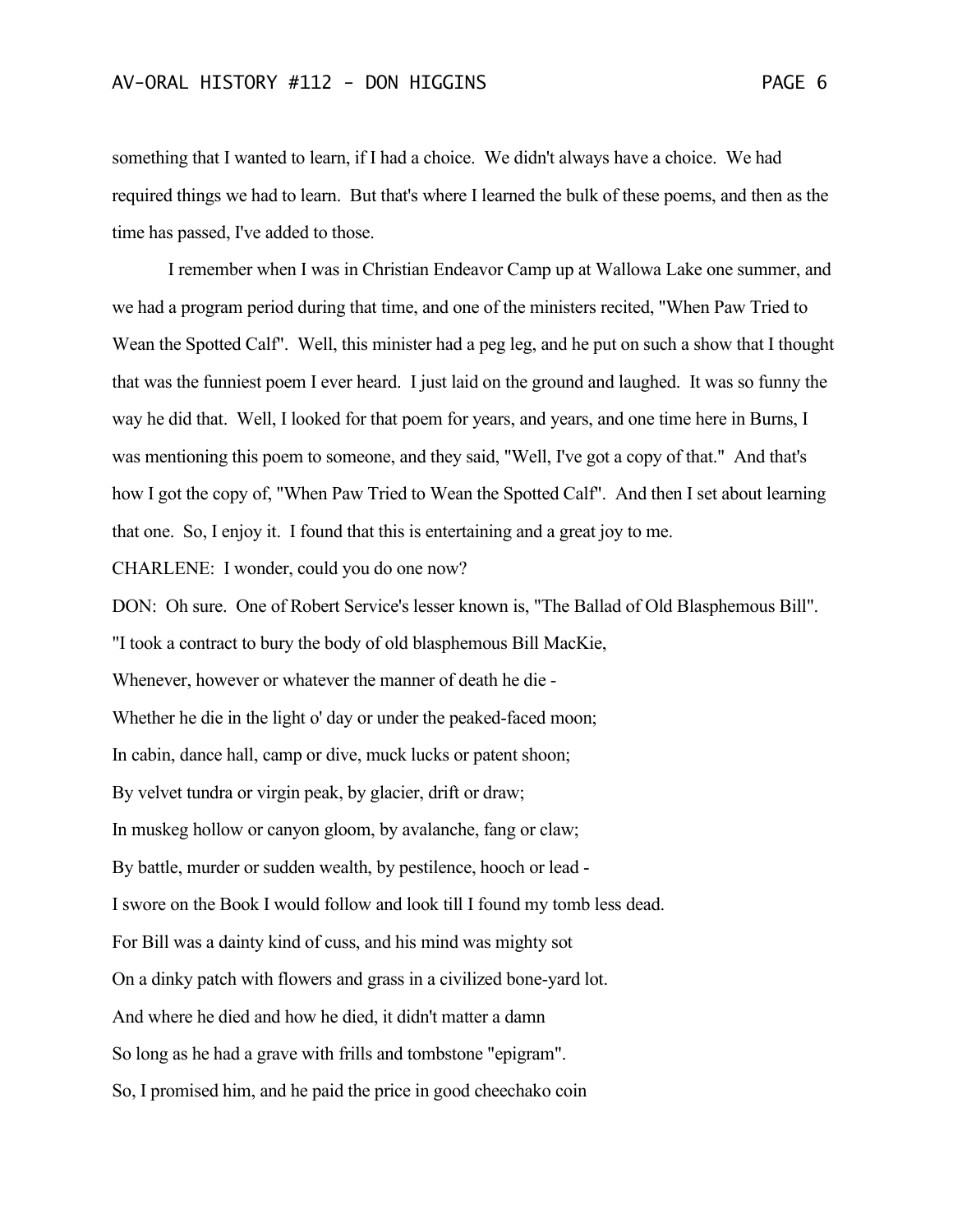something that I wanted to learn, if I had a choice. We didn't always have a choice. We had required things we had to learn. But that's where I learned the bulk of these poems, and then as the time has passed, I've added to those.

I remember when I was in Christian Endeavor Camp up at Wallowa Lake one summer, and we had a program period during that time, and one of the ministers recited, "When Paw Tried to Wean the Spotted Calf". Well, this minister had a peg leg, and he put on such a show that I thought that was the funniest poem I ever heard. I just laid on the ground and laughed. It was so funny the way he did that. Well, I looked for that poem for years, and years, and one time here in Burns, I was mentioning this poem to someone, and they said, "Well, I've got a copy of that." And that's how I got the copy of, "When Paw Tried to Wean the Spotted Calf". And then I set about learning that one. So, I enjoy it. I found that this is entertaining and a great joy to me.

CHARLENE: I wonder, could you do one now?

DON: Oh sure. One of Robert Service's lesser known is, "The Ballad of Old Blasphemous Bill".

"I took a contract to bury the body of old blasphemous Bill MacKie,

Whenever, however or whatever the manner of death he die -

Whether he die in the light o' day or under the peaked-faced moon;

In cabin, dance hall, camp or dive, muck lucks or patent shoon;

By velvet tundra or virgin peak, by glacier, drift or draw;

In muskeg hollow or canyon gloom, by avalanche, fang or claw;

By battle, murder or sudden wealth, by pestilence, hooch or lead -

I swore on the Book I would follow and look till I found my tomb less dead.

For Bill was a dainty kind of cuss, and his mind was mighty sot

On a dinky patch with flowers and grass in a civilized bone-yard lot.

And where he died and how he died, it didn't matter a damn

So long as he had a grave with frills and tombstone "epigram".

So, I promised him, and he paid the price in good cheechako coin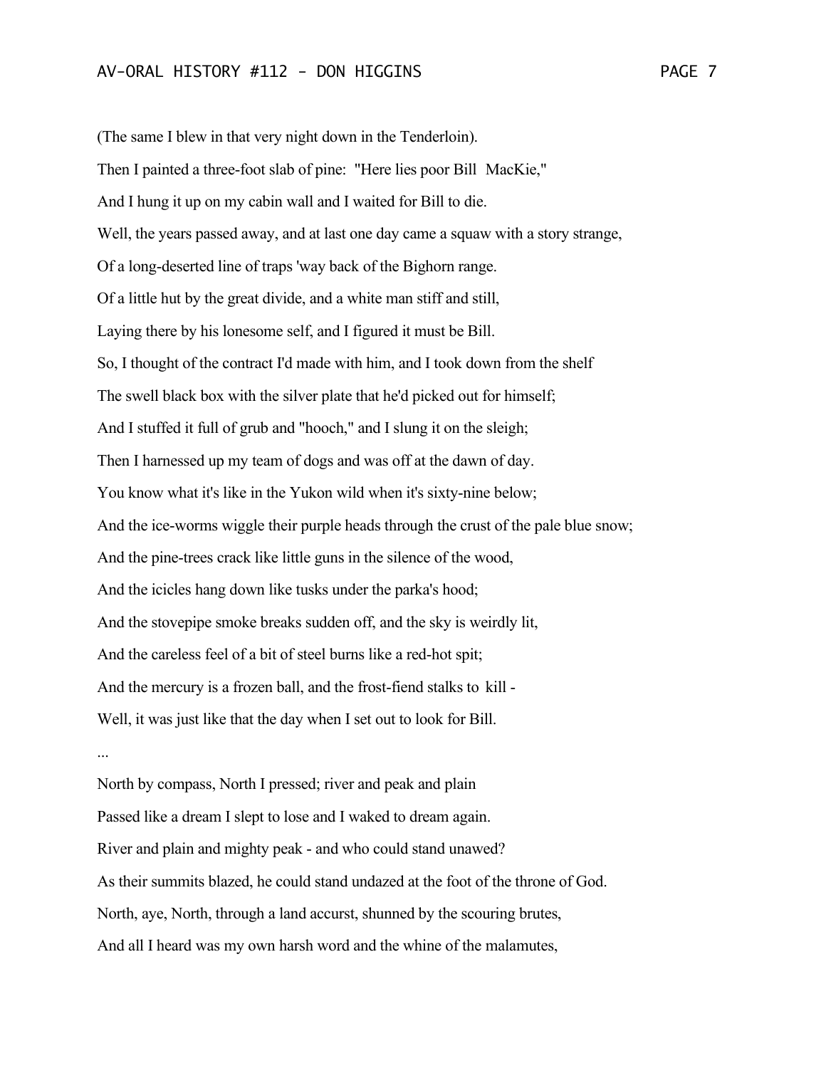(The same I blew in that very night down in the Tenderloin).

Then I painted a three-foot slab of pine: "Here lies poor Bill MacKie,"

And I hung it up on my cabin wall and I waited for Bill to die.

Well, the years passed away, and at last one day came a squaw with a story strange,

Of a long-deserted line of traps 'way back of the Bighorn range.

Of a little hut by the great divide, and a white man stiff and still,

Laying there by his lonesome self, and I figured it must be Bill.

So, I thought of the contract I'd made with him, and I took down from the shelf

The swell black box with the silver plate that he'd picked out for himself;

And I stuffed it full of grub and "hooch," and I slung it on the sleigh;

Then I harnessed up my team of dogs and was off at the dawn of day.

You know what it's like in the Yukon wild when it's sixty-nine below;

And the ice-worms wiggle their purple heads through the crust of the pale blue snow;

And the pine-trees crack like little guns in the silence of the wood,

And the icicles hang down like tusks under the parka's hood;

And the stovepipe smoke breaks sudden off, and the sky is weirdly lit,

And the careless feel of a bit of steel burns like a red-hot spit;

And the mercury is a frozen ball, and the frost-fiend stalks to kill -

Well, it was just like that the day when I set out to look for Bill.

...

North by compass, North I pressed; river and peak and plain

Passed like a dream I slept to lose and I waked to dream again.

River and plain and mighty peak - and who could stand unawed?

As their summits blazed, he could stand undazed at the foot of the throne of God.

North, aye, North, through a land accurst, shunned by the scouring brutes,

And all I heard was my own harsh word and the whine of the malamutes,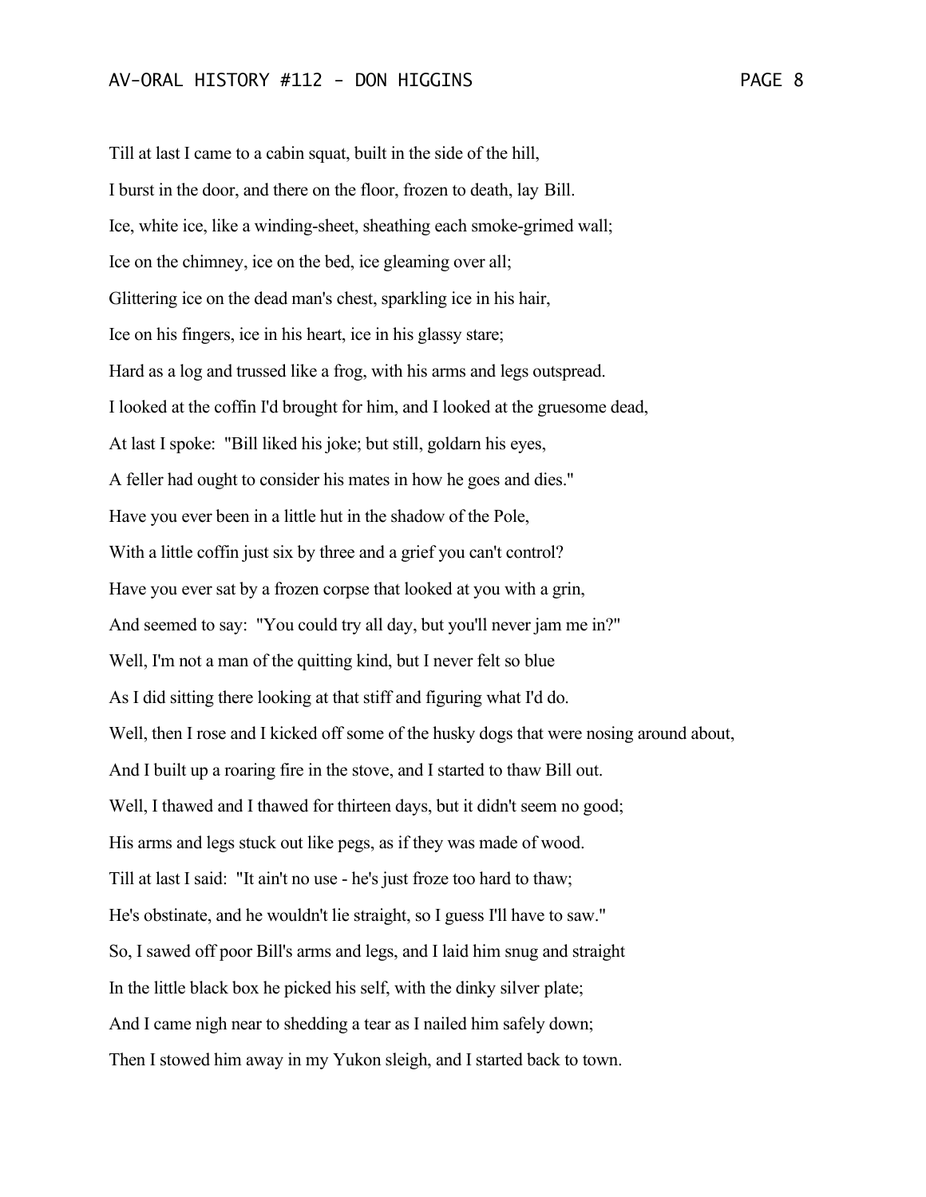Till at last I came to a cabin squat, built in the side of the hill,

I burst in the door, and there on the floor, frozen to death, lay Bill.

Ice, white ice, like a winding-sheet, sheathing each smoke-grimed wall;

Ice on the chimney, ice on the bed, ice gleaming over all;

Glittering ice on the dead man's chest, sparkling ice in his hair,

Ice on his fingers, ice in his heart, ice in his glassy stare;

Hard as a log and trussed like a frog, with his arms and legs outspread.

I looked at the coffin I'd brought for him, and I looked at the gruesome dead,

At last I spoke: "Bill liked his joke; but still, goldarn his eyes,

A feller had ought to consider his mates in how he goes and dies."

Have you ever been in a little hut in the shadow of the Pole,

With a little coffin just six by three and a grief you can't control?

Have you ever sat by a frozen corpse that looked at you with a grin,

And seemed to say: "You could try all day, but you'll never jam me in?"

Well, I'm not a man of the quitting kind, but I never felt so blue

As I did sitting there looking at that stiff and figuring what I'd do.

Well, then I rose and I kicked off some of the husky dogs that were nosing around about,

And I built up a roaring fire in the stove, and I started to thaw Bill out.

Well, I thawed and I thawed for thirteen days, but it didn't seem no good;

His arms and legs stuck out like pegs, as if they was made of wood.

Till at last I said: "It ain't no use - he's just froze too hard to thaw;

He's obstinate, and he wouldn't lie straight, so I guess I'll have to saw."

So, I sawed off poor Bill's arms and legs, and I laid him snug and straight

In the little black box he picked his self, with the dinky silver plate;

And I came nigh near to shedding a tear as I nailed him safely down;

Then I stowed him away in my Yukon sleigh, and I started back to town.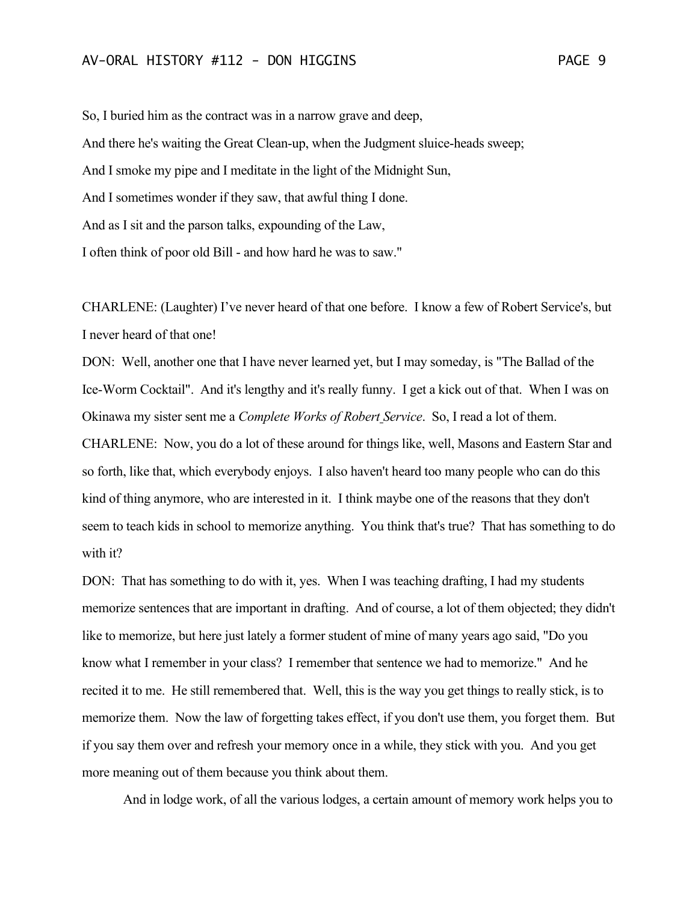So, I buried him as the contract was in a narrow grave and deep,

And there he's waiting the Great Clean-up, when the Judgment sluice-heads sweep;

And I smoke my pipe and I meditate in the light of the Midnight Sun,

And I sometimes wonder if they saw, that awful thing I done.

And as I sit and the parson talks, expounding of the Law,

I often think of poor old Bill - and how hard he was to saw."

CHARLENE: (Laughter) I've never heard of that one before. I know a few of Robert Service's, but I never heard of that one!

DON: Well, another one that I have never learned yet, but I may someday, is "The Ballad of the Ice-Worm Cocktail". And it's lengthy and it's really funny. I get a kick out of that. When I was on Okinawa my sister sent me a *Complete Works of Robert Service*. So, I read a lot of them.

CHARLENE: Now, you do a lot of these around for things like, well, Masons and Eastern Star and so forth, like that, which everybody enjoys. I also haven't heard too many people who can do this kind of thing anymore, who are interested in it. I think maybe one of the reasons that they don't seem to teach kids in school to memorize anything. You think that's true? That has something to do with it?

DON: That has something to do with it, yes. When I was teaching drafting, I had my students memorize sentences that are important in drafting. And of course, a lot of them objected; they didn't like to memorize, but here just lately a former student of mine of many years ago said, "Do you know what I remember in your class? I remember that sentence we had to memorize." And he recited it to me. He still remembered that. Well, this is the way you get things to really stick, is to memorize them. Now the law of forgetting takes effect, if you don't use them, you forget them. But if you say them over and refresh your memory once in a while, they stick with you. And you get more meaning out of them because you think about them.

And in lodge work, of all the various lodges, a certain amount of memory work helps you to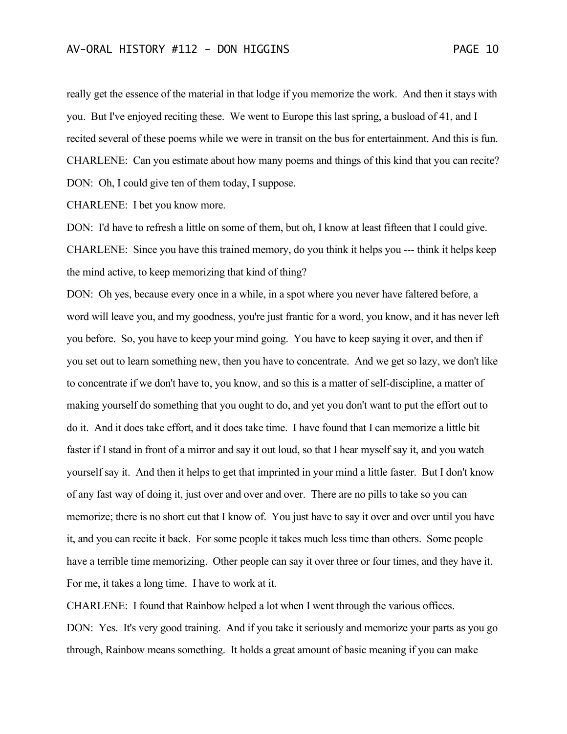really get the essence of the material in that lodge if you memorize the work. And then it stays with you. But I've enjoyed reciting these. We went to Europe this last spring, a busload of 41, and I recited several of these poems while we were in transit on the bus for entertainment. And this is fun.

CHARLENE: Can you estimate about how many poems and things of this kind that you can recite?

DON: Oh, I could give ten of them today, I suppose.

CHARLENE: I bet you know more.

DON: I'd have to refresh a little on some of them, but oh, I know at least fifteen that I could give.

CHARLENE: Since you have this trained memory, do you think it helps you --- think it helps keep the mind active, to keep memorizing that kind of thing?

DON: Oh yes, because every once in a while, in a spot where you never have faltered before, a word will leave you, and my goodness, you're just frantic for a word, you know, and it has never left you before. So, you have to keep your mind going. You have to keep saying it over, and then if you set out to learn something new, then you have to concentrate. And we get so lazy, we don't like to concentrate if we don't have to, you know, and so this is a matter of self-discipline, a matter of making yourself do something that you ought to do, and yet you don't want to put the effort out to do it. And it does take effort, and it does take time. I have found that I can memorize a little bit faster if I stand in front of a mirror and say it out loud, so that I hear myself say it, and you watch yourself say it. And then it helps to get that imprinted in your mind a little faster. But I don't know of any fast way of doing it, just over and over and over. There are no pills to take so you can memorize; there is no short cut that I know of. You just have to say it over and over until you have it, and you can recite it back. For some people it takes much less time than others. Some people have a terrible time memorizing. Other people can say it over three or four times, and they have it. For me, it takes a long time. I have to work at it.

CHARLENE: I found that Rainbow helped a lot when I went through the various offices.

DON: Yes. It's very good training. And if you take it seriously and memorize your parts as you go through, Rainbow means something. It holds a great amount of basic meaning if you can make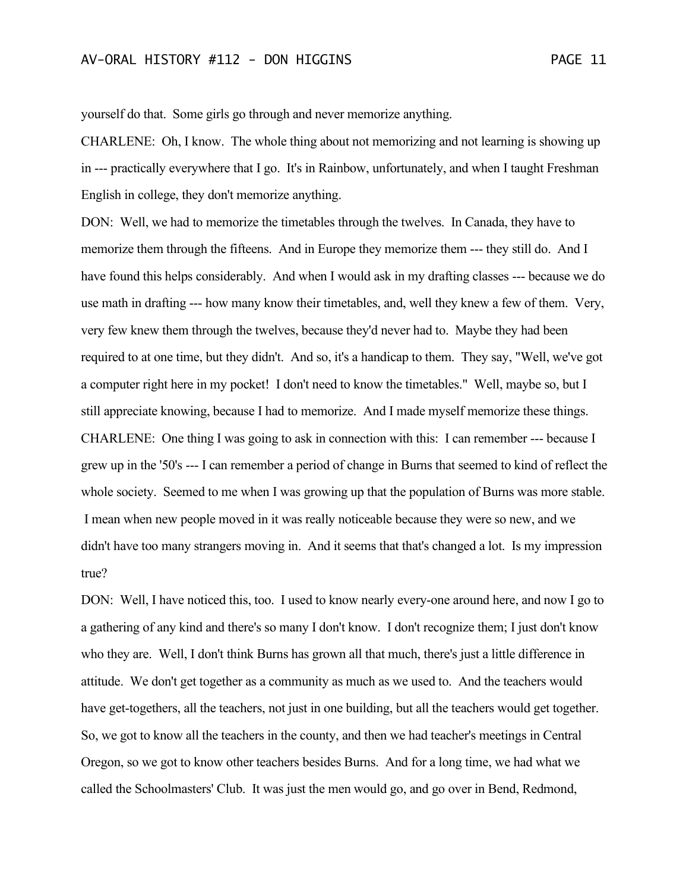yourself do that. Some girls go through and never memorize anything.

CHARLENE: Oh, I know. The whole thing about not memorizing and not learning is showing up in --- practically everywhere that I go. It's in Rainbow, unfortunately, and when I taught Freshman English in college, they don't memorize anything.

DON: Well, we had to memorize the timetables through the twelves. In Canada, they have to memorize them through the fifteens. And in Europe they memorize them --- they still do. And I have found this helps considerably. And when I would ask in my drafting classes --- because we do use math in drafting --- how many know their timetables, and, well they knew a few of them. Very, very few knew them through the twelves, because they'd never had to. Maybe they had been required to at one time, but they didn't. And so, it's a handicap to them. They say, "Well, we've got a computer right here in my pocket! I don't need to know the timetables." Well, maybe so, but I still appreciate knowing, because I had to memorize. And I made myself memorize these things.

CHARLENE: One thing I was going to ask in connection with this: I can remember --- because I grew up in the '50's --- I can remember a period of change in Burns that seemed to kind of reflect the whole society. Seemed to me when I was growing up that the population of Burns was more stable. I mean when new people moved in it was really noticeable because they were so new, and we didn't have too many strangers moving in. And it seems that that's changed a lot. Is my impression true?

DON: Well, I have noticed this, too. I used to know nearly every-one around here, and now I go to a gathering of any kind and there's so many I don't know. I don't recognize them; I just don't know who they are. Well, I don't think Burns has grown all that much, there's just a little difference in attitude. We don't get together as a community as much as we used to. And the teachers would have get-togethers, all the teachers, not just in one building, but all the teachers would get together. So, we got to know all the teachers in the county, and then we had teacher's meetings in Central Oregon, so we got to know other teachers besides Burns. And for a long time, we had what we called the Schoolmasters' Club. It was just the men would go, and go over in Bend, Redmond,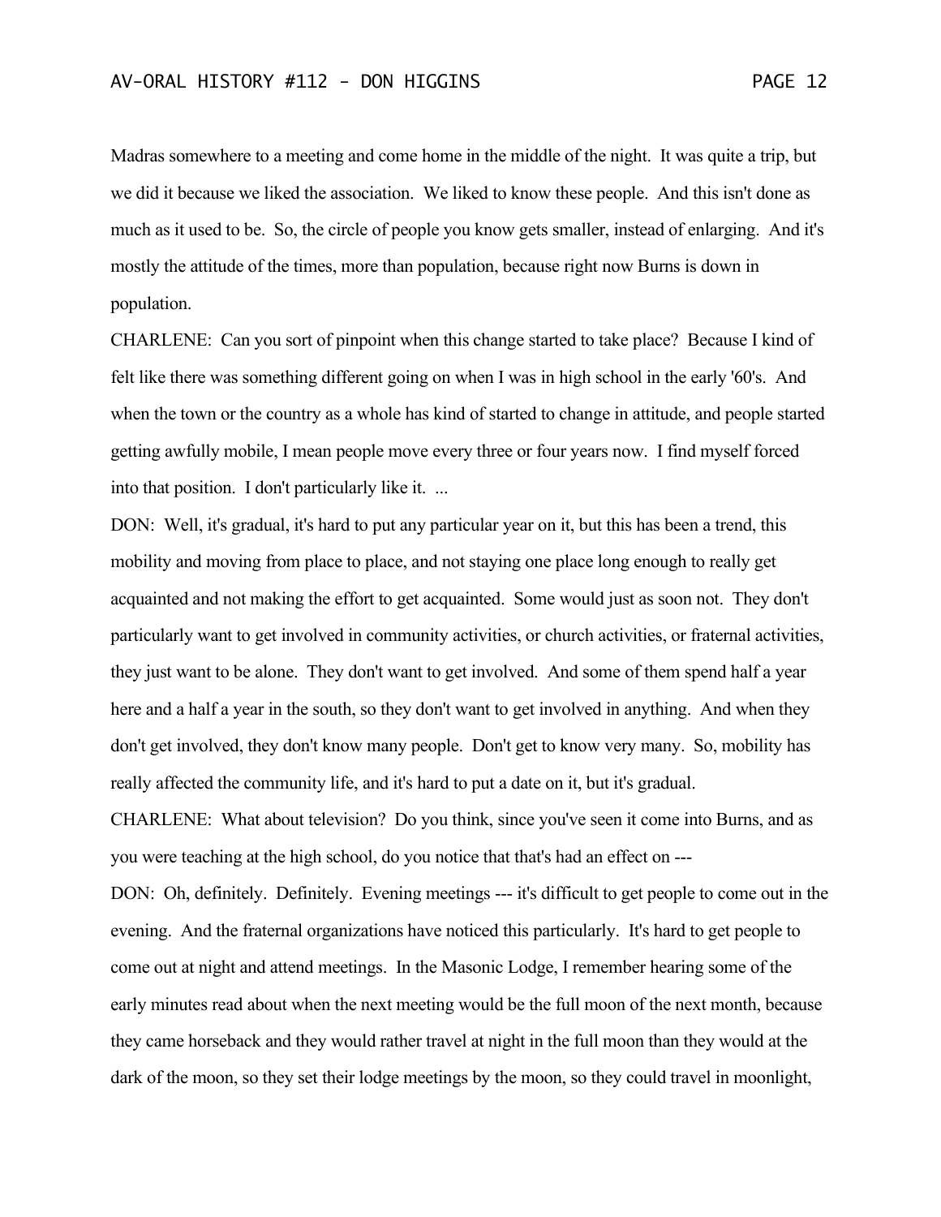Madras somewhere to a meeting and come home in the middle of the night. It was quite a trip, but we did it because we liked the association. We liked to know these people. And this isn't done as much as it used to be. So, the circle of people you know gets smaller, instead of enlarging. And it's mostly the attitude of the times, more than population, because right now Burns is down in population.

CHARLENE: Can you sort of pinpoint when this change started to take place? Because I kind of felt like there was something different going on when I was in high school in the early '60's. And when the town or the country as a whole has kind of started to change in attitude, and people started getting awfully mobile, I mean people move every three or four years now. I find myself forced into that position. I don't particularly like it. ...

DON: Well, it's gradual, it's hard to put any particular year on it, but this has been a trend, this mobility and moving from place to place, and not staying one place long enough to really get acquainted and not making the effort to get acquainted. Some would just as soon not. They don't particularly want to get involved in community activities, or church activities, or fraternal activities, they just want to be alone. They don't want to get involved. And some of them spend half a year here and a half a year in the south, so they don't want to get involved in anything. And when they don't get involved, they don't know many people. Don't get to know very many. So, mobility has really affected the community life, and it's hard to put a date on it, but it's gradual.

CHARLENE: What about television? Do you think, since you've seen it come into Burns, and as you were teaching at the high school, do you notice that that's had an effect on ---

DON: Oh, definitely. Definitely. Evening meetings --- it's difficult to get people to come out in the evening. And the fraternal organizations have noticed this particularly. It's hard to get people to come out at night and attend meetings. In the Masonic Lodge, I remember hearing some of the early minutes read about when the next meeting would be the full moon of the next month, because they came horseback and they would rather travel at night in the full moon than they would at the dark of the moon, so they set their lodge meetings by the moon, so they could travel in moonlight,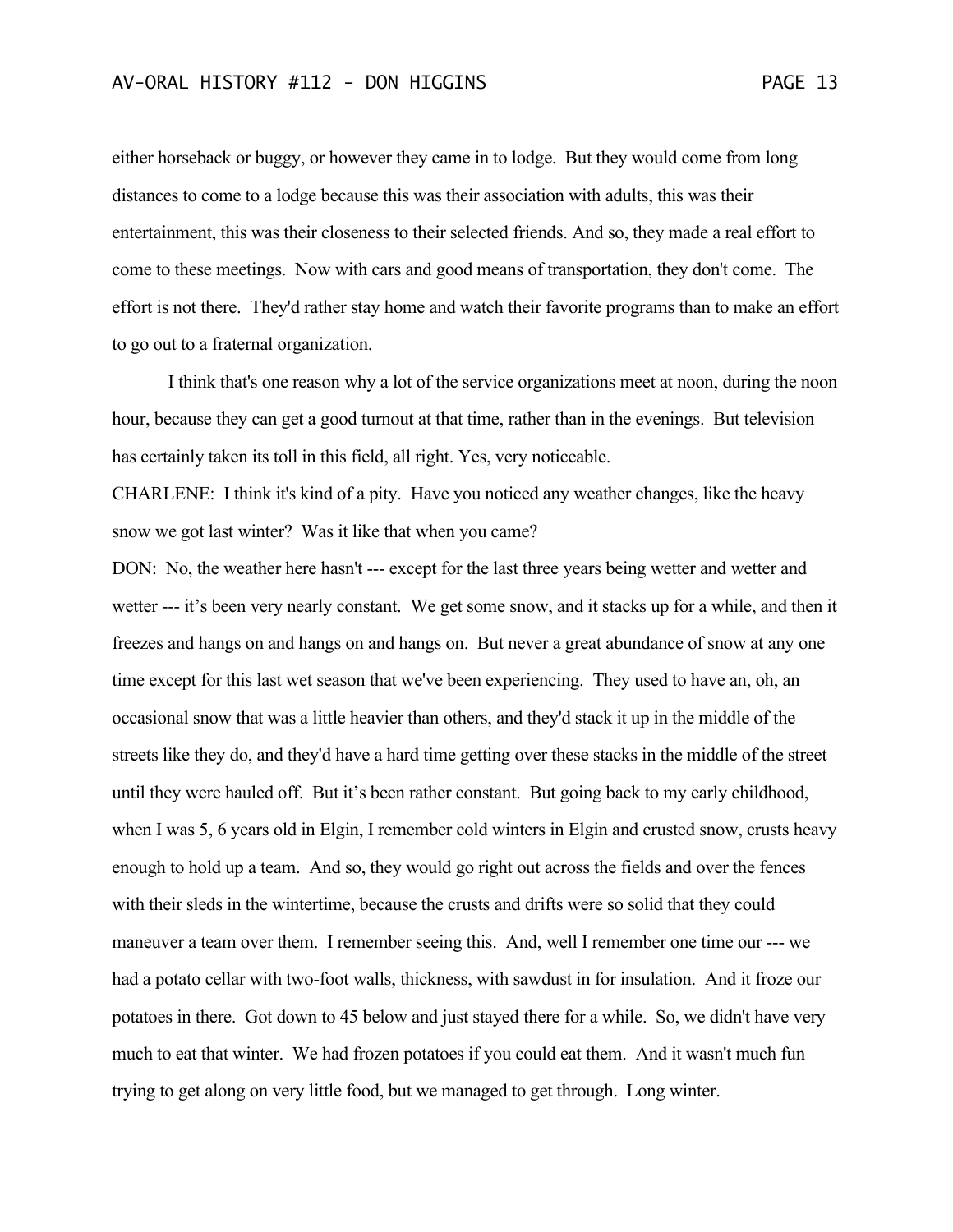either horseback or buggy, or however they came in to lodge. But they would come from long distances to come to a lodge because this was their association with adults, this was their entertainment, this was their closeness to their selected friends. And so, they made a real effort to come to these meetings. Now with cars and good means of transportation, they don't come. The effort is not there. They'd rather stay home and watch their favorite programs than to make an effort to go out to a fraternal organization.

I think that's one reason why a lot of the service organizations meet at noon, during the noon hour, because they can get a good turnout at that time, rather than in the evenings. But television has certainly taken its toll in this field, all right. Yes, very noticeable.

CHARLENE: I think it's kind of a pity. Have you noticed any weather changes, like the heavy snow we got last winter? Was it like that when you came?

DON: No, the weather here hasn't --- except for the last three years being wetter and wetter and wetter --- it's been very nearly constant. We get some snow, and it stacks up for a while, and then it freezes and hangs on and hangs on and hangs on. But never a great abundance of snow at any one time except for this last wet season that we've been experiencing. They used to have an, oh, an occasional snow that was a little heavier than others, and they'd stack it up in the middle of the streets like they do, and they'd have a hard time getting over these stacks in the middle of the street until they were hauled off. But it's been rather constant. But going back to my early childhood, when I was 5, 6 years old in Elgin, I remember cold winters in Elgin and crusted snow, crusts heavy enough to hold up a team. And so, they would go right out across the fields and over the fences with their sleds in the wintertime, because the crusts and drifts were so solid that they could maneuver a team over them. I remember seeing this. And, well I remember one time our --- we had a potato cellar with two-foot walls, thickness, with sawdust in for insulation. And it froze our potatoes in there. Got down to 45 below and just stayed there for a while. So, we didn't have very much to eat that winter. We had frozen potatoes if you could eat them. And it wasn't much fun trying to get along on very little food, but we managed to get through. Long winter.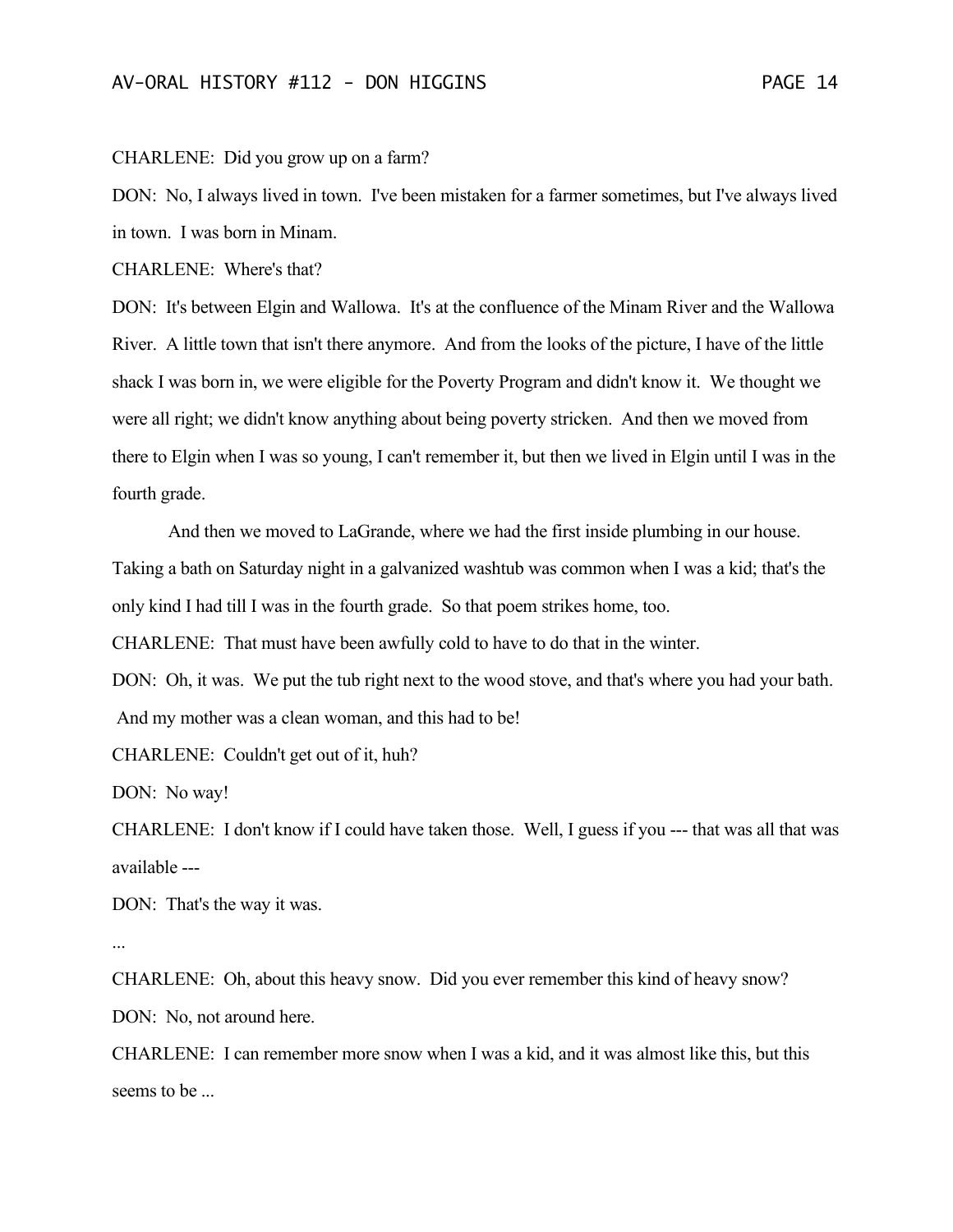CHARLENE: Did you grow up on a farm?

DON: No, I always lived in town. I've been mistaken for a farmer sometimes, but I've always lived in town. I was born in Minam.

CHARLENE: Where's that?

DON: It's between Elgin and Wallowa. It's at the confluence of the Minam River and the Wallowa River. A little town that isn't there anymore. And from the looks of the picture, I have of the little shack I was born in, we were eligible for the Poverty Program and didn't know it. We thought we were all right; we didn't know anything about being poverty stricken. And then we moved from there to Elgin when I was so young, I can't remember it, but then we lived in Elgin until I was in the fourth grade.

And then we moved to LaGrande, where we had the first inside plumbing in our house. Taking a bath on Saturday night in a galvanized washtub was common when I was a kid; that's the only kind I had till I was in the fourth grade. So that poem strikes home, too.

CHARLENE: That must have been awfully cold to have to do that in the winter.

DON: Oh, it was. We put the tub right next to the wood stove, and that's where you had your bath. And my mother was a clean woman, and this had to be!

CHARLENE: Couldn't get out of it, huh?

DON: No way!

CHARLENE: I don't know if I could have taken those. Well, I guess if you --- that was all that was available ---

DON: That's the way it was.

...

CHARLENE: Oh, about this heavy snow. Did you ever remember this kind of heavy snow?

DON: No, not around here.

CHARLENE: I can remember more snow when I was a kid, and it was almost like this, but this seems to be ...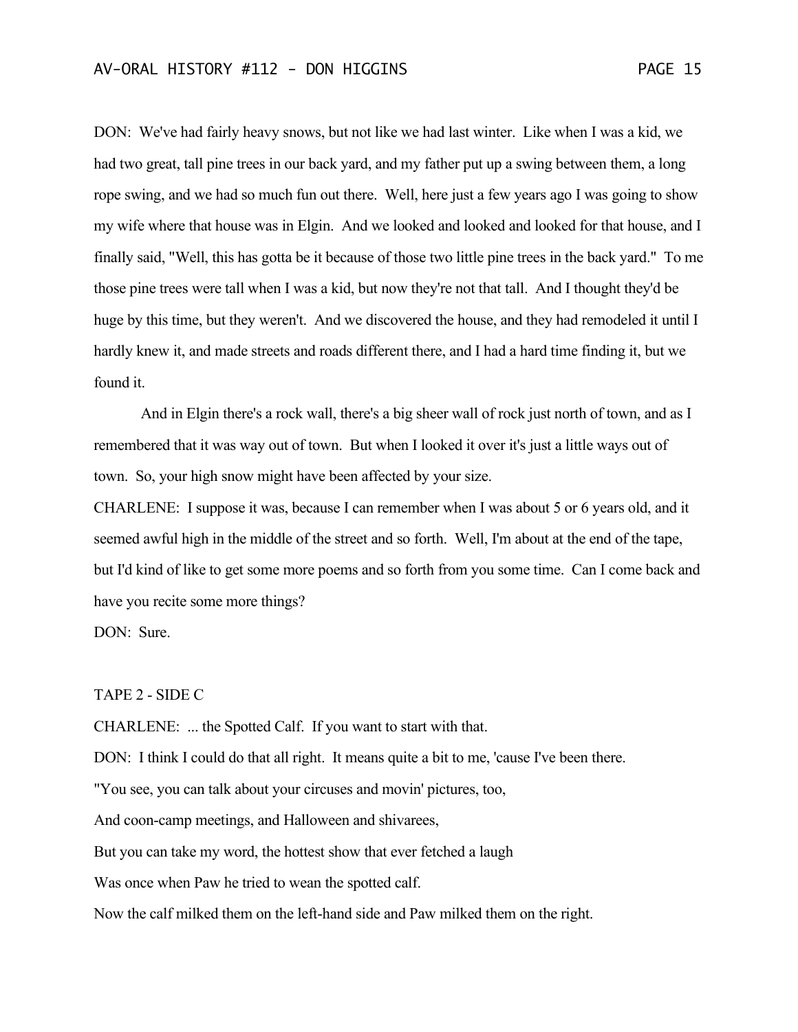DON: We've had fairly heavy snows, but not like we had last winter. Like when I was a kid, we had two great, tall pine trees in our back yard, and my father put up a swing between them, a long rope swing, and we had so much fun out there. Well, here just a few years ago I was going to show my wife where that house was in Elgin. And we looked and looked and looked for that house, and I finally said, "Well, this has gotta be it because of those two little pine trees in the back yard." To me those pine trees were tall when I was a kid, but now they're not that tall. And I thought they'd be huge by this time, but they weren't. And we discovered the house, and they had remodeled it until I hardly knew it, and made streets and roads different there, and I had a hard time finding it, but we found it.

And in Elgin there's a rock wall, there's a big sheer wall of rock just north of town, and as I remembered that it was way out of town. But when I looked it over it's just a little ways out of town. So, your high snow might have been affected by your size.

CHARLENE: I suppose it was, because I can remember when I was about 5 or 6 years old, and it seemed awful high in the middle of the street and so forth. Well, I'm about at the end of the tape, but I'd kind of like to get some more poems and so forth from you some time. Can I come back and have you recite some more things?

DON: Sure.

TAPE 2 - SIDE C

CHARLENE: ... the Spotted Calf. If you want to start with that.

DON: I think I could do that all right. It means quite a bit to me, 'cause I've been there.

"You see, you can talk about your circuses and movin' pictures, too,

And coon-camp meetings, and Halloween and shivarees,

But you can take my word, the hottest show that ever fetched a laugh

Was once when Paw he tried to wean the spotted calf.

Now the calf milked them on the left-hand side and Paw milked them on the right.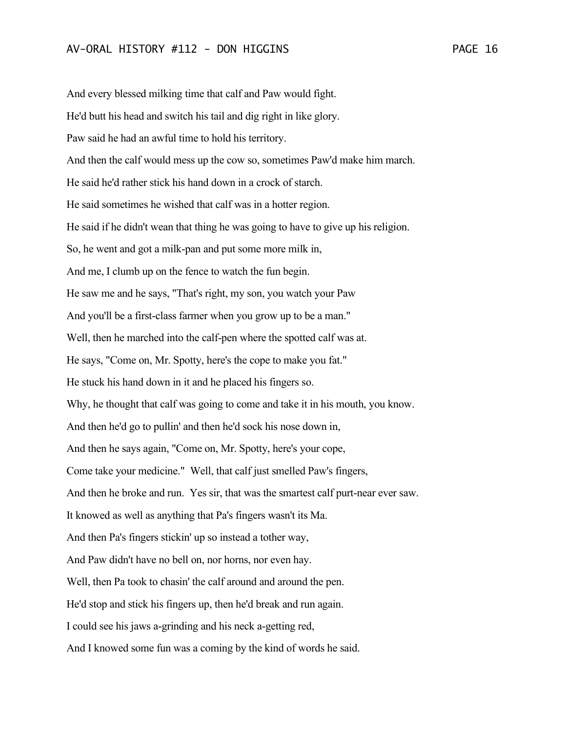And every blessed milking time that calf and Paw would fight.

He'd butt his head and switch his tail and dig right in like glory.

Paw said he had an awful time to hold his territory.

And then the calf would mess up the cow so, sometimes Paw'd make him march.

He said he'd rather stick his hand down in a crock of starch.

He said sometimes he wished that calf was in a hotter region.

He said if he didn't wean that thing he was going to have to give up his religion.

So, he went and got a milk-pan and put some more milk in,

And me, I clumb up on the fence to watch the fun begin.

He saw me and he says, "That's right, my son, you watch your Paw

And you'll be a first-class farmer when you grow up to be a man."

Well, then he marched into the calf-pen where the spotted calf was at.

He says, "Come on, Mr. Spotty, here's the cope to make you fat."

He stuck his hand down in it and he placed his fingers so.

Why, he thought that calf was going to come and take it in his mouth, you know.

And then he'd go to pullin' and then he'd sock his nose down in,

And then he says again, "Come on, Mr. Spotty, here's your cope,

Come take your medicine." Well, that calf just smelled Paw's fingers,

And then he broke and run. Yes sir, that was the smartest calf purt-near ever saw.

It knowed as well as anything that Pa's fingers wasn't its Ma.

And then Pa's fingers stickin' up so instead a tother way,

And Paw didn't have no bell on, nor horns, nor even hay.

Well, then Pa took to chasin' the calf around and around the pen.

He'd stop and stick his fingers up, then he'd break and run again.

I could see his jaws a-grinding and his neck a-getting red,

And I knowed some fun was a coming by the kind of words he said.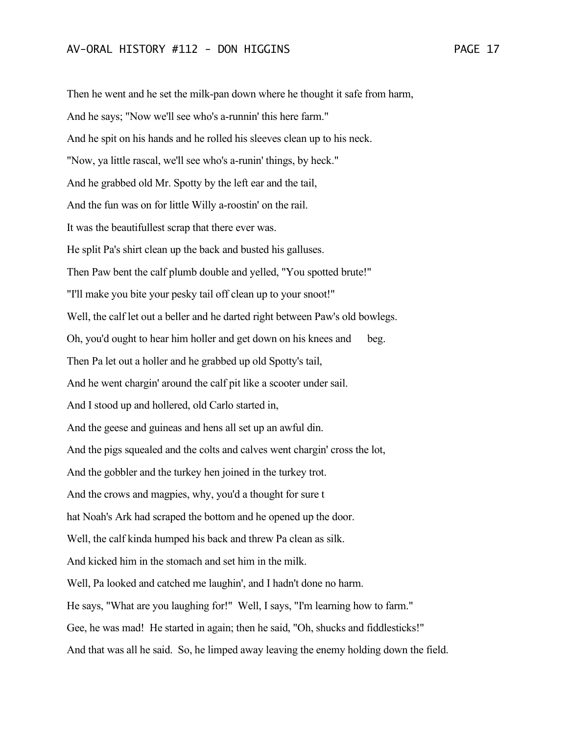Then he went and he set the milk-pan down where he thought it safe from harm,

And he says; "Now we'll see who's a-runnin' this here farm."

And he spit on his hands and he rolled his sleeves clean up to his neck.

"Now, ya little rascal, we'll see who's a-runin' things, by heck."

And he grabbed old Mr. Spotty by the left ear and the tail,

And the fun was on for little Willy a-roostin' on the rail.

It was the beautifullest scrap that there ever was.

He split Pa's shirt clean up the back and busted his galluses.

Then Paw bent the calf plumb double and yelled, "You spotted brute!"

"I'll make you bite your pesky tail off clean up to your snoot!"

Well, the calf let out a beller and he darted right between Paw's old bowlegs.

Oh, you'd ought to hear him holler and get down on his knees and beg.

Then Pa let out a holler and he grabbed up old Spotty's tail,

And he went chargin' around the calf pit like a scooter under sail.

And I stood up and hollered, old Carlo started in,

And the geese and guineas and hens all set up an awful din.

And the pigs squealed and the colts and calves went chargin' cross the lot,

And the gobbler and the turkey hen joined in the turkey trot.

And the crows and magpies, why, you'd a thought for sure t

hat Noah's Ark had scraped the bottom and he opened up the door.

Well, the calf kinda humped his back and threw Pa clean as silk.

And kicked him in the stomach and set him in the milk.

Well, Pa looked and catched me laughin', and I hadn't done no harm.

He says, "What are you laughing for!" Well, I says, "I'm learning how to farm."

Gee, he was mad! He started in again; then he said, "Oh, shucks and fiddlesticks!"

And that was all he said. So, he limped away leaving the enemy holding down the field.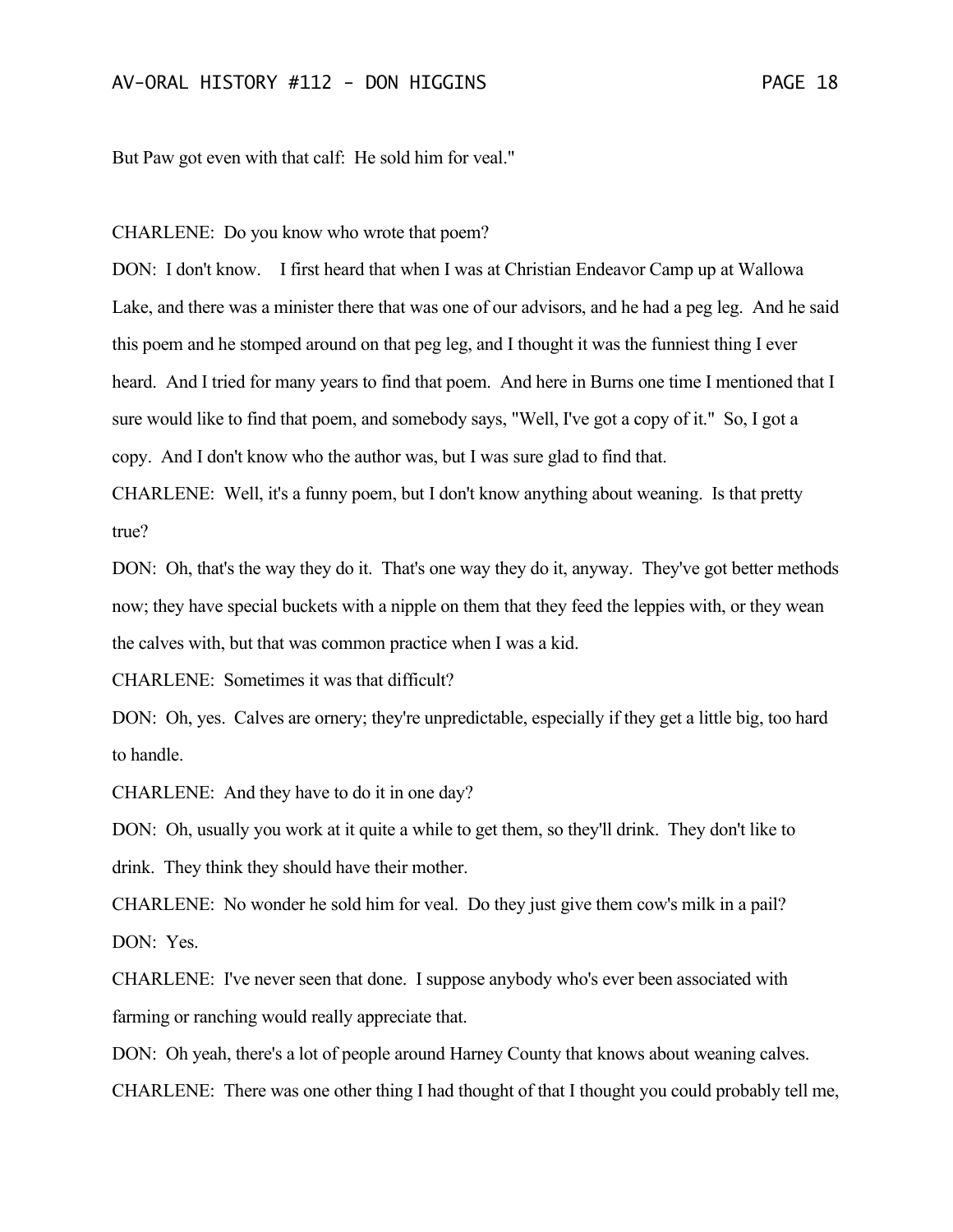But Paw got even with that calf: He sold him for veal."

CHARLENE: Do you know who wrote that poem?

DON: I don't know. I first heard that when I was at Christian Endeavor Camp up at Wallowa Lake, and there was a minister there that was one of our advisors, and he had a peg leg. And he said this poem and he stomped around on that peg leg, and I thought it was the funniest thing I ever heard. And I tried for many years to find that poem. And here in Burns one time I mentioned that I sure would like to find that poem, and somebody says, "Well, I've got a copy of it." So, I got a copy. And I don't know who the author was, but I was sure glad to find that.

CHARLENE: Well, it's a funny poem, but I don't know anything about weaning. Is that pretty true?

DON: Oh, that's the way they do it. That's one way they do it, anyway. They've got better methods now; they have special buckets with a nipple on them that they feed the leppies with, or they wean the calves with, but that was common practice when I was a kid.

CHARLENE: Sometimes it was that difficult?

DON: Oh, yes. Calves are ornery; they're unpredictable, especially if they get a little big, too hard to handle.

CHARLENE: And they have to do it in one day?

DON: Oh, usually you work at it quite a while to get them, so they'll drink. They don't like to drink. They think they should have their mother.

CHARLENE: No wonder he sold him for veal. Do they just give them cow's milk in a pail?

DON: Yes.

CHARLENE: I've never seen that done. I suppose anybody who's ever been associated with farming or ranching would really appreciate that.

DON: Oh yeah, there's a lot of people around Harney County that knows about weaning calves.

CHARLENE: There was one other thing I had thought of that I thought you could probably tell me,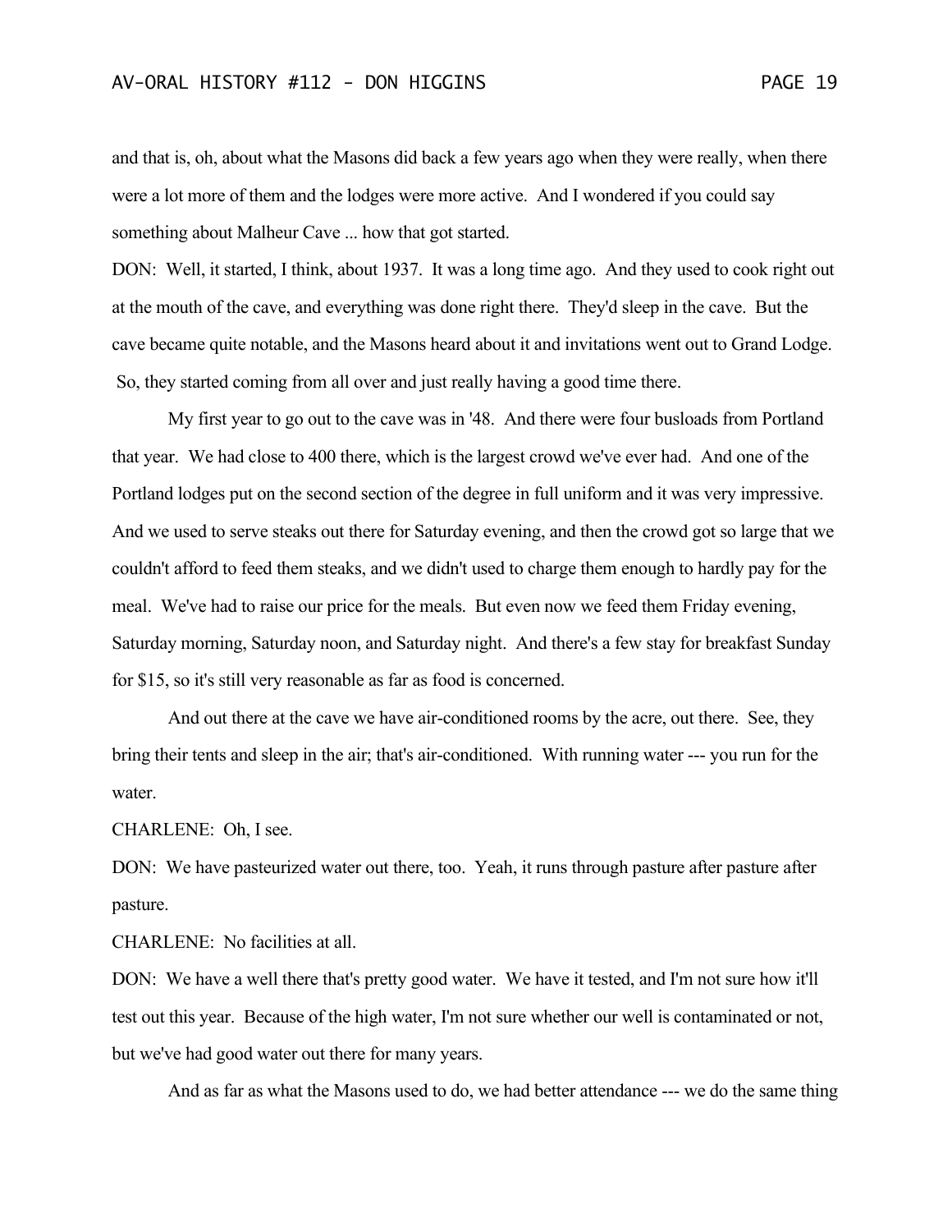and that is, oh, about what the Masons did back a few years ago when they were really, when there were a lot more of them and the lodges were more active. And I wondered if you could say something about Malheur Cave ... how that got started.

DON: Well, it started, I think, about 1937. It was a long time ago. And they used to cook right out at the mouth of the cave, and everything was done right there. They'd sleep in the cave. But the cave became quite notable, and the Masons heard about it and invitations went out to Grand Lodge. So, they started coming from all over and just really having a good time there.

My first year to go out to the cave was in '48. And there were four busloads from Portland that year. We had close to 400 there, which is the largest crowd we've ever had. And one of the Portland lodges put on the second section of the degree in full uniform and it was very impressive. And we used to serve steaks out there for Saturday evening, and then the crowd got so large that we couldn't afford to feed them steaks, and we didn't used to charge them enough to hardly pay for the meal. We've had to raise our price for the meals. But even now we feed them Friday evening, Saturday morning, Saturday noon, and Saturday night. And there's a few stay for breakfast Sunday for $15, so it's still very reasonable as far as food is concerned.

And out there at the cave we have air-conditioned rooms by the acre, out there. See, they bring their tents and sleep in the air; that's air-conditioned. With running water --- you run for the water.

CHARLENE: Oh, I see.

DON: We have pasteurized water out there, too. Yeah, it runs through pasture after pasture after pasture.

CHARLENE: No facilities at all.

DON: We have a well there that's pretty good water. We have it tested, and I'm not sure how it'll test out this year. Because of the high water, I'm not sure whether our well is contaminated or not, but we've had good water out there for many years.

And as far as what the Masons used to do, we had better attendance --- we do the same thing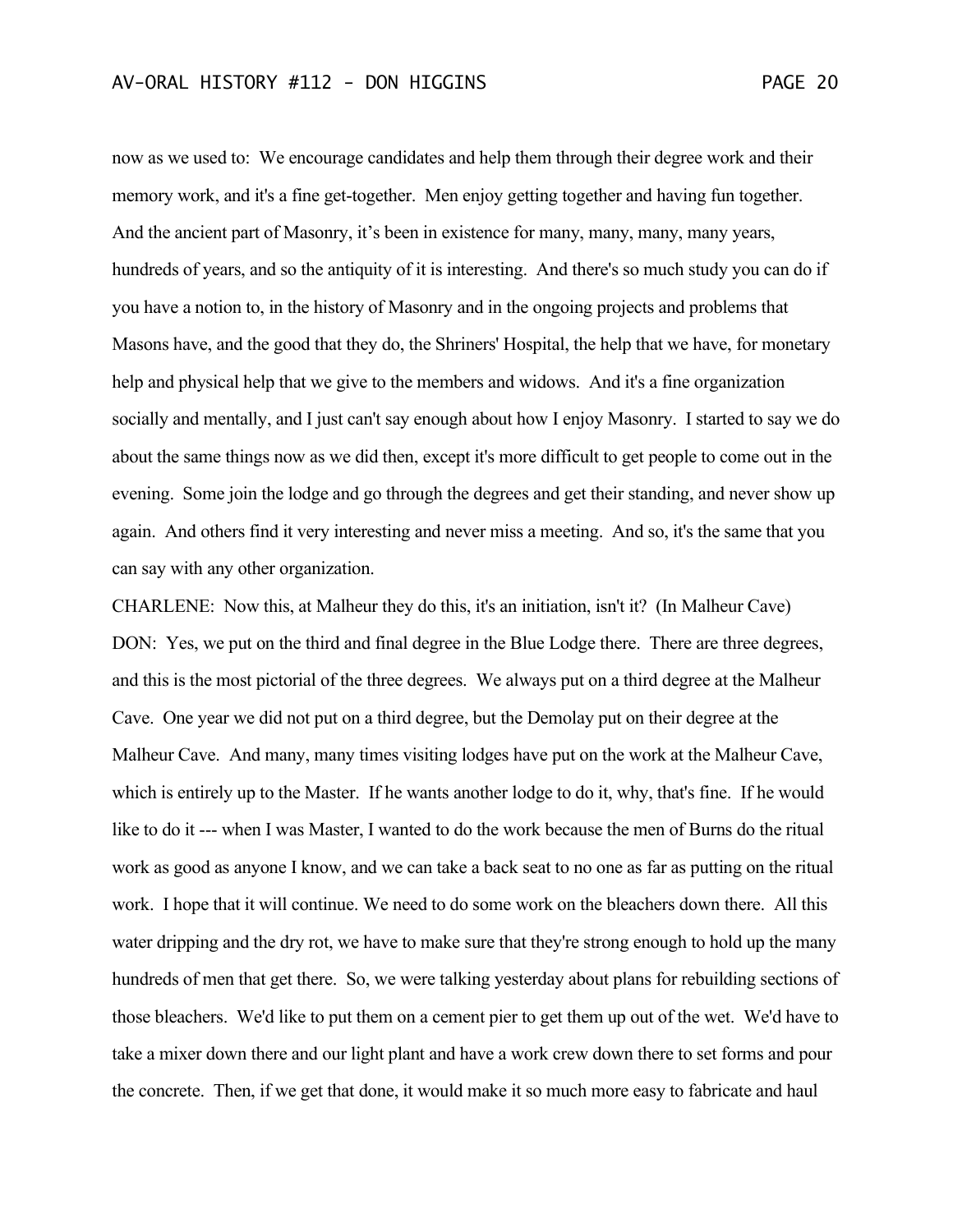now as we used to: We encourage candidates and help them through their degree work and their memory work, and it's a fine get-together. Men enjoy getting together and having fun together. And the ancient part of Masonry, it’s been in existence for many, many, many, many years, hundreds of years, and so the antiquity of it is interesting. And there's so much study you can do if you have a notion to, in the history of Masonry and in the ongoing projects and problems that Masons have, and the good that they do, the Shriners' Hospital, the help that we have, for monetary help and physical help that we give to the members and widows. And it's a fine organization socially and mentally, and I just can't say enough about how I enjoy Masonry. I started to say we do about the same things now as we did then, except it's more difficult to get people to come out in the evening. Some join the lodge and go through the degrees and get their standing, and never show up again. And others find it very interesting and never miss a meeting. And so, it's the same that you can say with any other organization.

CHARLENE: Now this, at Malheur they do this, it's an initiation, isn't it? (In Malheur Cave)

DON: Yes, we put on the third and final degree in the Blue Lodge there. There are three degrees, and this is the most pictorial of the three degrees. We always put on a third degree at the Malheur Cave. One year we did not put on a third degree, but the Demolay put on their degree at the Malheur Cave. And many, many times visiting lodges have put on the work at the Malheur Cave, which is entirely up to the Master. If he wants another lodge to do it, why, that's fine. If he would like to do it --- when I was Master, I wanted to do the work because the men of Burns do the ritual work as good as anyone I know, and we can take a back seat to no one as far as putting on the ritual work. I hope that it will continue. We need to do some work on the bleachers down there. All this water dripping and the dry rot, we have to make sure that they're strong enough to hold up the many hundreds of men that get there. So, we were talking yesterday about plans for rebuilding sections of those bleachers. We'd like to put them on a cement pier to get them up out of the wet. We'd have to take a mixer down there and our light plant and have a work crew down there to set forms and pour the concrete. Then, if we get that done, it would make it so much more easy to fabricate and haul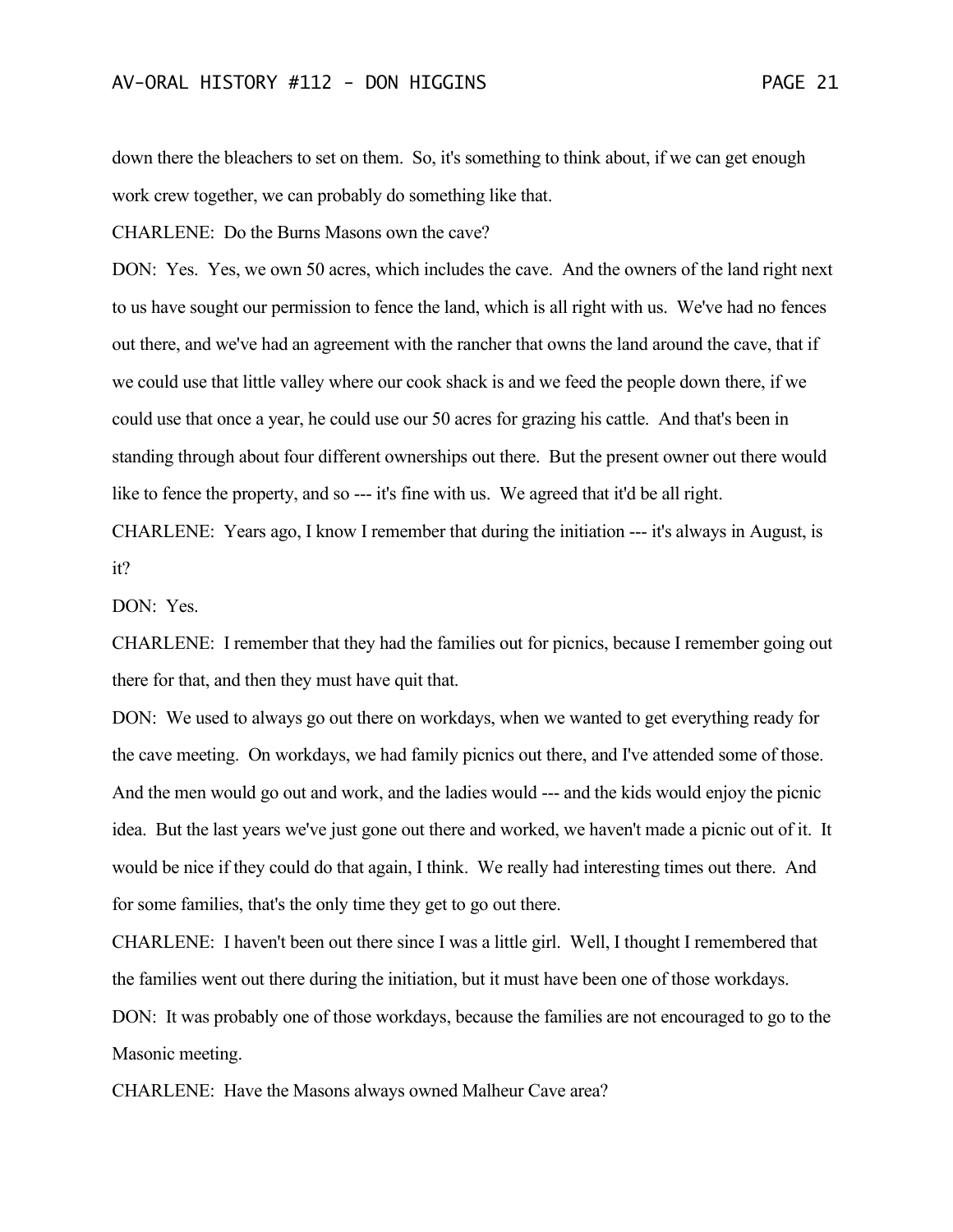down there the bleachers to set on them. So, it's something to think about, if we can get enough work crew together, we can probably do something like that.

CHARLENE: Do the Burns Masons own the cave?

DON: Yes. Yes, we own 50 acres, which includes the cave. And the owners of the land right next to us have sought our permission to fence the land, which is all right with us. We've had no fences out there, and we've had an agreement with the rancher that owns the land around the cave, that if we could use that little valley where our cook shack is and we feed the people down there, if we could use that once a year, he could use our 50 acres for grazing his cattle. And that's been in standing through about four different ownerships out there. But the present owner out there would like to fence the property, and so --- it's fine with us. We agreed that it'd be all right.

CHARLENE: Years ago, I know I remember that during the initiation --- it's always in August, is it?

DON: Yes.

CHARLENE: I remember that they had the families out for picnics, because I remember going out there for that, and then they must have quit that.

DON: We used to always go out there on workdays, when we wanted to get everything ready for the cave meeting. On workdays, we had family picnics out there, and I've attended some of those. And the men would go out and work, and the ladies would --- and the kids would enjoy the picnic idea. But the last years we've just gone out there and worked, we haven't made a picnic out of it. It would be nice if they could do that again, I think. We really had interesting times out there. And for some families, that's the only time they get to go out there.

CHARLENE: I haven't been out there since I was a little girl. Well, I thought I remembered that the families went out there during the initiation, but it must have been one of those workdays.

DON: It was probably one of those workdays, because the families are not encouraged to go to the Masonic meeting.

CHARLENE: Have the Masons always owned Malheur Cave area?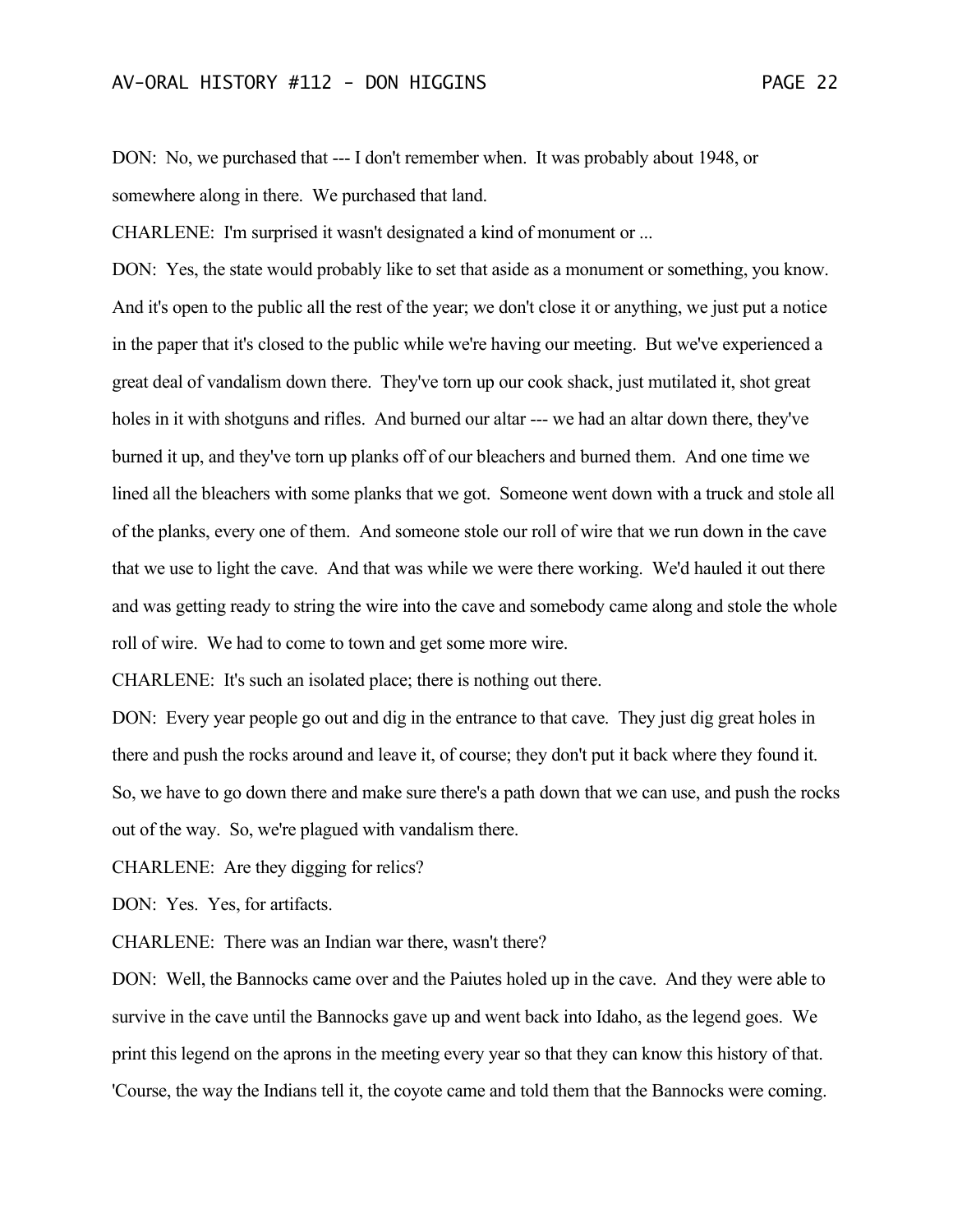DON: No, we purchased that --- I don't remember when. It was probably about 1948, or somewhere along in there. We purchased that land.

CHARLENE: I'm surprised it wasn't designated a kind of monument or ...

DON: Yes, the state would probably like to set that aside as a monument or something, you know. And it's open to the public all the rest of the year; we don't close it or anything, we just put a notice in the paper that it's closed to the public while we're having our meeting. But we've experienced a great deal of vandalism down there. They've torn up our cook shack, just mutilated it, shot great holes in it with shotguns and rifles. And burned our altar --- we had an altar down there, they've burned it up, and they've torn up planks off of our bleachers and burned them. And one time we lined all the bleachers with some planks that we got. Someone went down with a truck and stole all of the planks, every one of them. And someone stole our roll of wire that we run down in the cave that we use to light the cave. And that was while we were there working. We'd hauled it out there and was getting ready to string the wire into the cave and somebody came along and stole the whole roll of wire. We had to come to town and get some more wire.

CHARLENE: It's such an isolated place; there is nothing out there.

DON: Every year people go out and dig in the entrance to that cave. They just dig great holes in there and push the rocks around and leave it, of course; they don't put it back where they found it. So, we have to go down there and make sure there's a path down that we can use, and push the rocks out of the way. So, we're plagued with vandalism there.

CHARLENE: Are they digging for relics?

DON: Yes. Yes, for artifacts.

CHARLENE: There was an Indian war there, wasn't there?

DON: Well, the Bannocks came over and the Paiutes holed up in the cave. And they were able to survive in the cave until the Bannocks gave up and went back into Idaho, as the legend goes. We print this legend on the aprons in the meeting every year so that they can know this history of that. 'Course, the way the Indians tell it, the coyote came and told them that the Bannocks were coming.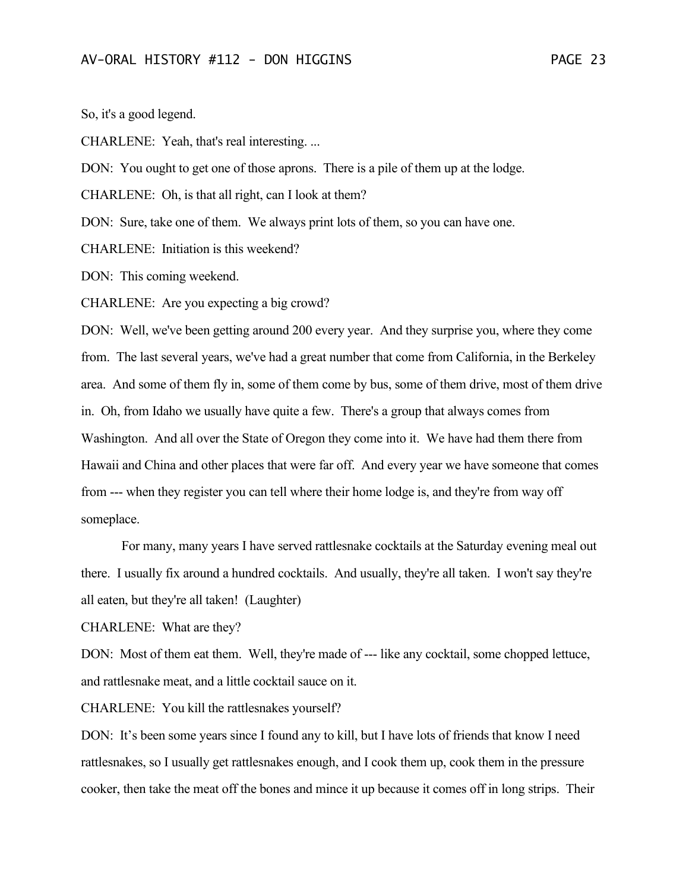So, it's a good legend.

CHARLENE: Yeah, that's real interesting. ...

DON: You ought to get one of those aprons. There is a pile of them up at the lodge.

CHARLENE: Oh, is that all right, can I look at them?

DON: Sure, take one of them. We always print lots of them, so you can have one.

CHARLENE: Initiation is this weekend?

DON: This coming weekend.

CHARLENE: Are you expecting a big crowd?

DON: Well, we've been getting around 200 every year. And they surprise you, where they come from. The last several years, we've had a great number that come from California, in the Berkeley area. And some of them fly in, some of them come by bus, some of them drive, most of them drive in. Oh, from Idaho we usually have quite a few. There's a group that always comes from Washington. And all over the State of Oregon they come into it. We have had them there from Hawaii and China and other places that were far off. And every year we have someone that comes from --- when they register you can tell where their home lodge is, and they're from way off someplace.

For many, many years I have served rattlesnake cocktails at the Saturday evening meal out there. I usually fix around a hundred cocktails. And usually, they're all taken. I won't say they're all eaten, but they're all taken! (Laughter)

CHARLENE: What are they?

DON: Most of them eat them. Well, they're made of --- like any cocktail, some chopped lettuce, and rattlesnake meat, and a little cocktail sauce on it.

CHARLENE: You kill the rattlesnakes yourself?

DON: It's been some years since I found any to kill, but I have lots of friends that know I need rattlesnakes, so I usually get rattlesnakes enough, and I cook them up, cook them in the pressure cooker, then take the meat off the bones and mince it up because it comes off in long strips. Their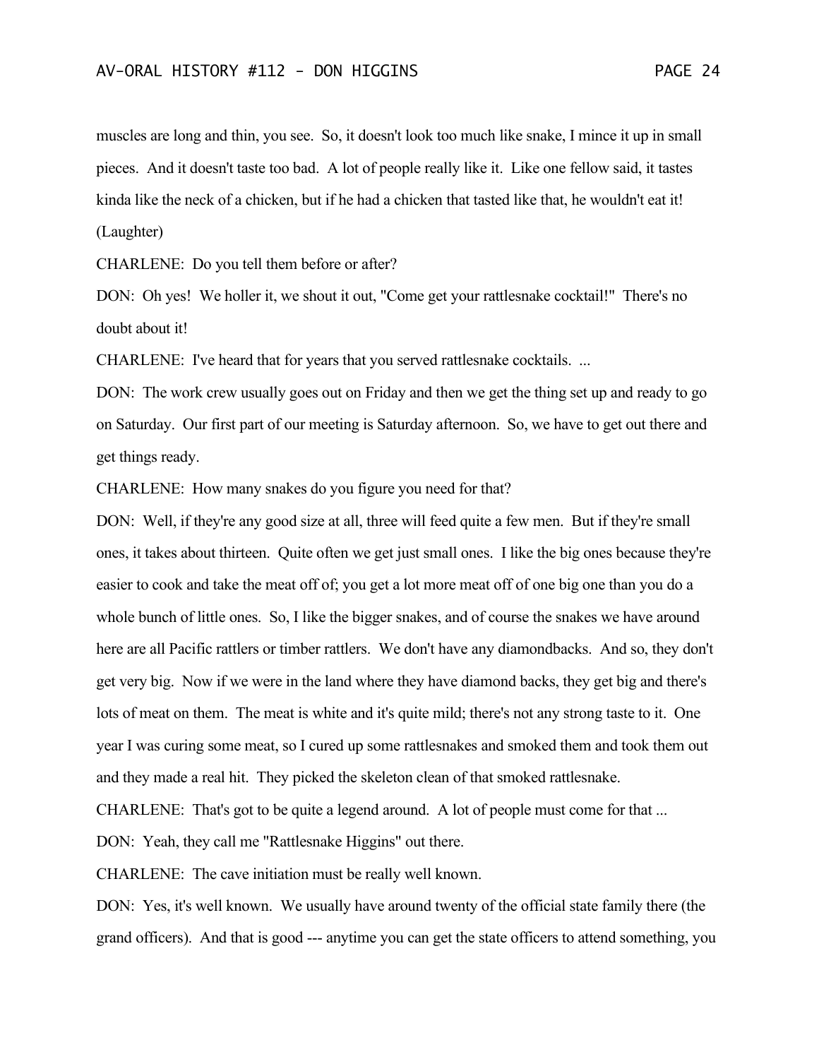muscles are long and thin, you see. So, it doesn't look too much like snake, I mince it up in small pieces. And it doesn't taste too bad. A lot of people really like it. Like one fellow said, it tastes kinda like the neck of a chicken, but if he had a chicken that tasted like that, he wouldn't eat it! (Laughter)

CHARLENE: Do you tell them before or after?

DON: Oh yes! We holler it, we shout it out, "Come get your rattlesnake cocktail!" There's no doubt about it!

CHARLENE: I've heard that for years that you served rattlesnake cocktails. ...

DON: The work crew usually goes out on Friday and then we get the thing set up and ready to go on Saturday. Our first part of our meeting is Saturday afternoon. So, we have to get out there and get things ready.

CHARLENE: How many snakes do you figure you need for that?

DON: Well, if they're any good size at all, three will feed quite a few men. But if they're small ones, it takes about thirteen. Quite often we get just small ones. I like the big ones because they're easier to cook and take the meat off of; you get a lot more meat off of one big one than you do a whole bunch of little ones. So, I like the bigger snakes, and of course the snakes we have around here are all Pacific rattlers or timber rattlers. We don't have any diamondbacks. And so, they don't get very big. Now if we were in the land where they have diamond backs, they get big and there's lots of meat on them. The meat is white and it's quite mild; there's not any strong taste to it. One year I was curing some meat, so I cured up some rattlesnakes and smoked them and took them out and they made a real hit. They picked the skeleton clean of that smoked rattlesnake.

CHARLENE: That's got to be quite a legend around. A lot of people must come for that ...

DON: Yeah, they call me "Rattlesnake Higgins" out there.

CHARLENE: The cave initiation must be really well known.

DON: Yes, it's well known. We usually have around twenty of the official state family there (the grand officers). And that is good --- anytime you can get the state officers to attend something, you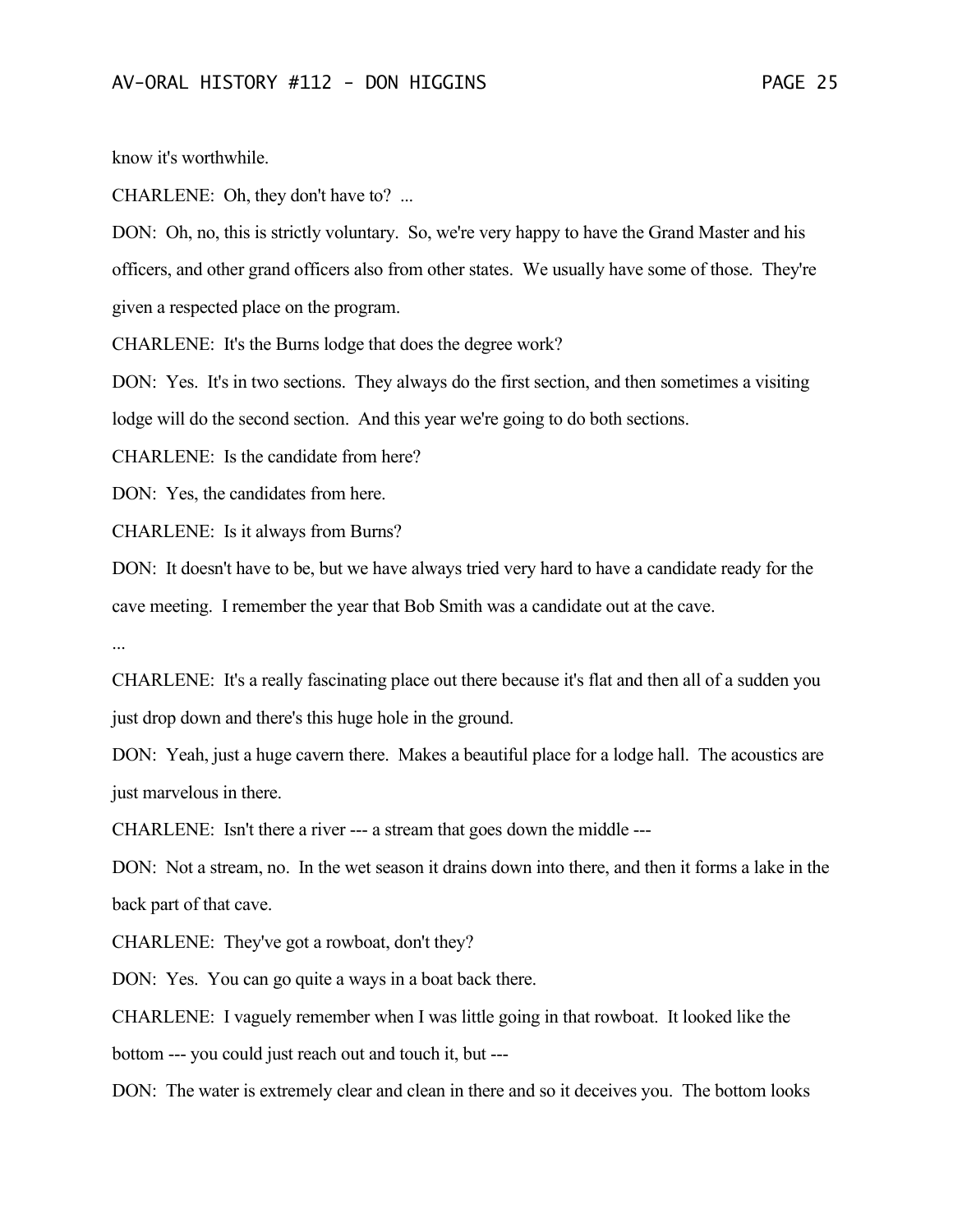know it's worthwhile.

CHARLENE: Oh, they don't have to? ...

DON: Oh, no, this is strictly voluntary. So, we're very happy to have the Grand Master and his officers, and other grand officers also from other states. We usually have some of those. They're given a respected place on the program.

CHARLENE: It's the Burns lodge that does the degree work?

DON: Yes. It's in two sections. They always do the first section, and then sometimes a visiting lodge will do the second section. And this year we're going to do both sections.

CHARLENE: Is the candidate from here?

DON: Yes, the candidates from here.

CHARLENE: Is it always from Burns?

DON: It doesn't have to be, but we have always tried very hard to have a candidate ready for the cave meeting. I remember the year that Bob Smith was a candidate out at the cave.

...

CHARLENE: It's a really fascinating place out there because it's flat and then all of a sudden you just drop down and there's this huge hole in the ground.

DON: Yeah, just a huge cavern there. Makes a beautiful place for a lodge hall. The acoustics are just marvelous in there.

CHARLENE: Isn't there a river --- a stream that goes down the middle ---

DON: Not a stream, no. In the wet season it drains down into there, and then it forms a lake in the back part of that cave.

CHARLENE: They've got a rowboat, don't they?

DON: Yes. You can go quite a ways in a boat back there.

CHARLENE: I vaguely remember when I was little going in that rowboat. It looked like the bottom --- you could just reach out and touch it, but ---

DON: The water is extremely clear and clean in there and so it deceives you. The bottom looks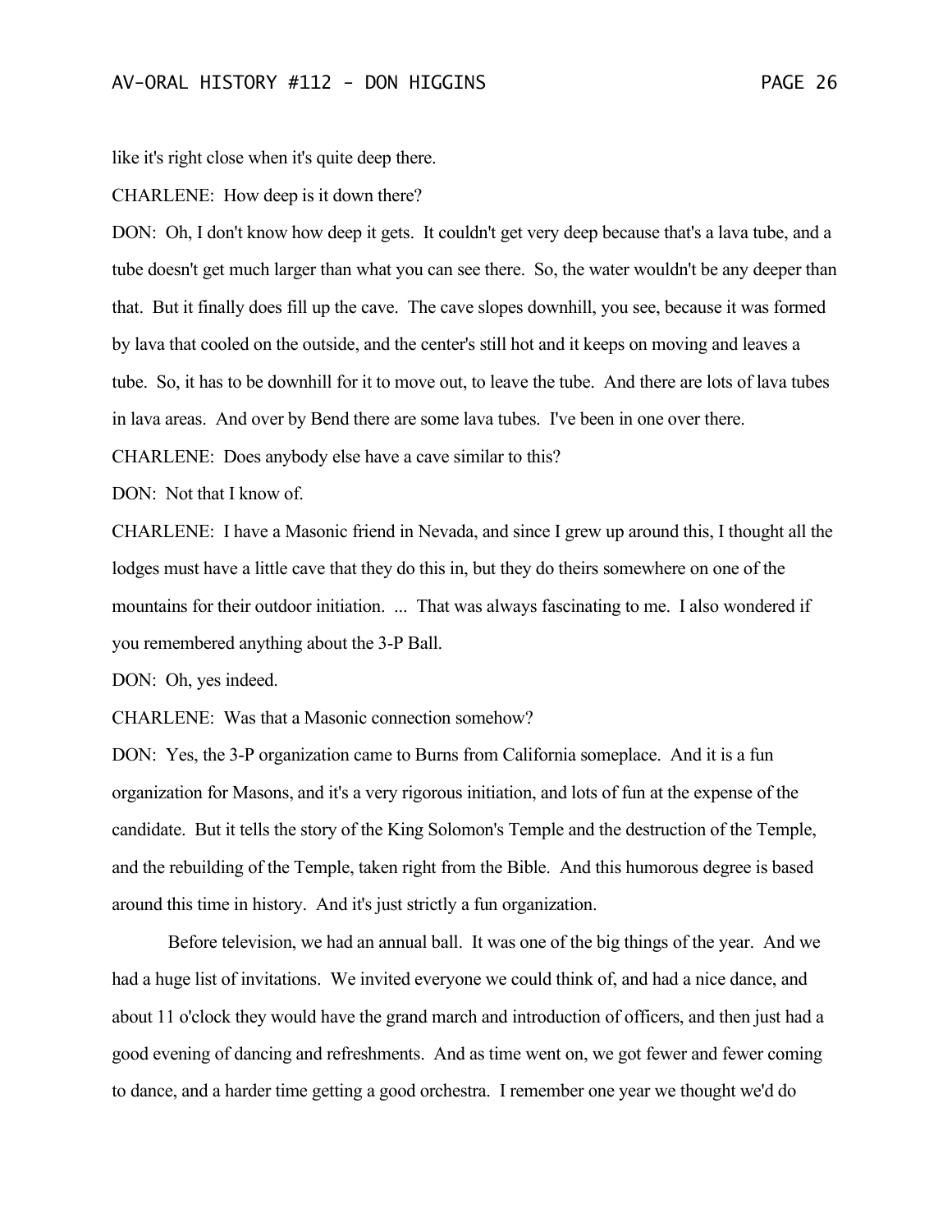like it's right close when it's quite deep there.

CHARLENE: How deep is it down there?

DON: Oh, I don't know how deep it gets. It couldn't get very deep because that's a lava tube, and a tube doesn't get much larger than what you can see there. So, the water wouldn't be any deeper than that. But it finally does fill up the cave. The cave slopes downhill, you see, because it was formed by lava that cooled on the outside, and the center's still hot and it keeps on moving and leaves a tube. So, it has to be downhill for it to move out, to leave the tube. And there are lots of lava tubes in lava areas. And over by Bend there are some lava tubes. I've been in one over there.

CHARLENE: Does anybody else have a cave similar to this?

DON: Not that I know of.

CHARLENE: I have a Masonic friend in Nevada, and since I grew up around this, I thought all the lodges must have a little cave that they do this in, but they do theirs somewhere on one of the mountains for their outdoor initiation. ... That was always fascinating to me. I also wondered if you remembered anything about the 3-P Ball.

DON: Oh, yes indeed.

CHARLENE: Was that a Masonic connection somehow?

DON: Yes, the 3-P organization came to Burns from California someplace. And it is a fun organization for Masons, and it's a very rigorous initiation, and lots of fun at the expense of the candidate. But it tells the story of the King Solomon's Temple and the destruction of the Temple, and the rebuilding of the Temple, taken right from the Bible. And this humorous degree is based around this time in history. And it's just strictly a fun organization.

Before television, we had an annual ball. It was one of the big things of the year. And we had a huge list of invitations. We invited everyone we could think of, and had a nice dance, and about 11 o'clock they would have the grand march and introduction of officers, and then just had a good evening of dancing and refreshments. And as time went on, we got fewer and fewer coming to dance, and a harder time getting a good orchestra. I remember one year we thought we'd do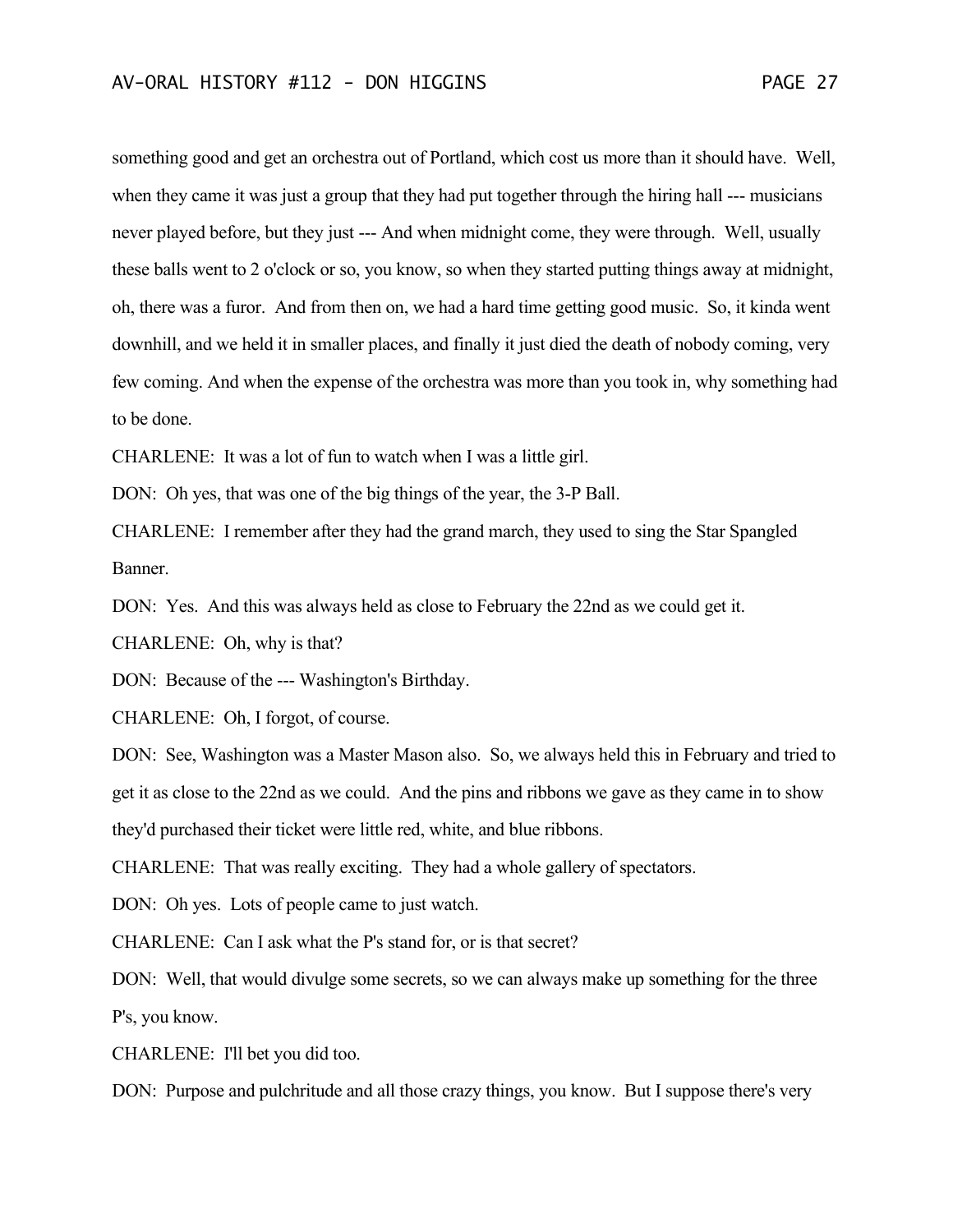something good and get an orchestra out of Portland, which cost us more than it should have. Well, when they came it was just a group that they had put together through the hiring hall --- musicians never played before, but they just --- And when midnight come, they were through. Well, usually these balls went to 2 o'clock or so, you know, so when they started putting things away at midnight, oh, there was a furor. And from then on, we had a hard time getting good music. So, it kinda went downhill, and we held it in smaller places, and finally it just died the death of nobody coming, very few coming. And when the expense of the orchestra was more than you took in, why something had to be done.

CHARLENE: It was a lot of fun to watch when I was a little girl.

DON: Oh yes, that was one of the big things of the year, the 3-P Ball.

CHARLENE: I remember after they had the grand march, they used to sing the Star Spangled Banner.

DON: Yes. And this was always held as close to February the 22nd as we could get it.

CHARLENE: Oh, why is that?

DON: Because of the --- Washington's Birthday.

CHARLENE: Oh, I forgot, of course.

DON: See, Washington was a Master Mason also. So, we always held this in February and tried to get it as close to the 22nd as we could. And the pins and ribbons we gave as they came in to show they'd purchased their ticket were little red, white, and blue ribbons.

CHARLENE: That was really exciting. They had a whole gallery of spectators.

DON: Oh yes. Lots of people came to just watch.

CHARLENE: Can I ask what the P's stand for, or is that secret?

DON: Well, that would divulge some secrets, so we can always make up something for the three P's, you know.

CHARLENE: I'll bet you did too.

DON: Purpose and pulchritude and all those crazy things, you know. But I suppose there's very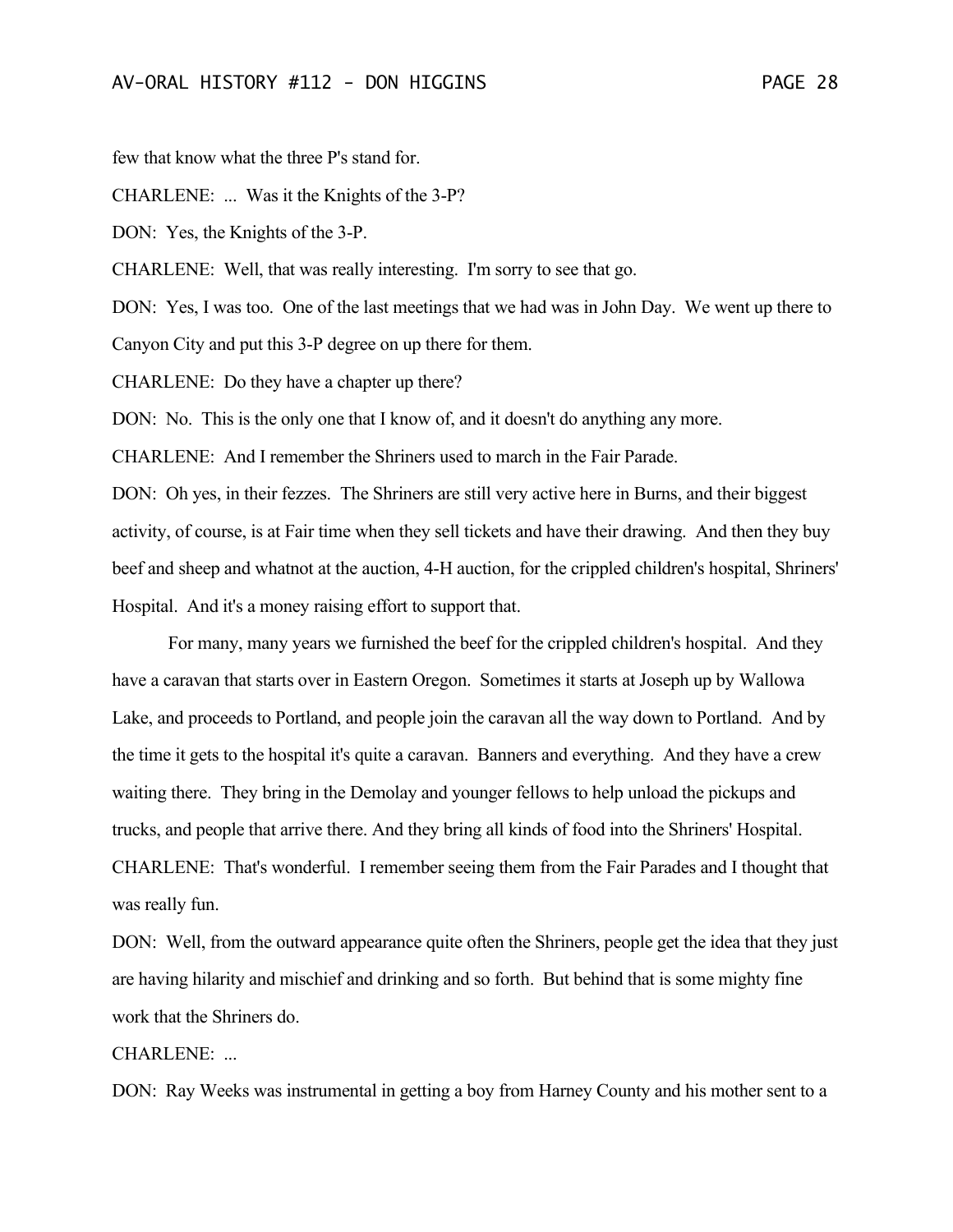few that know what the three P's stand for.

CHARLENE: ... Was it the Knights of the 3-P?

DON: Yes, the Knights of the 3-P.

CHARLENE: Well, that was really interesting. I'm sorry to see that go.

DON: Yes, I was too. One of the last meetings that we had was in John Day. We went up there to Canyon City and put this 3-P degree on up there for them.

CHARLENE: Do they have a chapter up there?

DON: No. This is the only one that I know of, and it doesn't do anything any more.

CHARLENE: And I remember the Shriners used to march in the Fair Parade.

DON: Oh yes, in their fezzes. The Shriners are still very active here in Burns, and their biggest activity, of course, is at Fair time when they sell tickets and have their drawing. And then they buy beef and sheep and whatnot at the auction, 4-H auction, for the crippled children's hospital, Shriners' Hospital. And it's a money raising effort to support that.

For many, many years we furnished the beef for the crippled children's hospital. And they have a caravan that starts over in Eastern Oregon. Sometimes it starts at Joseph up by Wallowa Lake, and proceeds to Portland, and people join the caravan all the way down to Portland. And by the time it gets to the hospital it's quite a caravan. Banners and everything. And they have a crew waiting there. They bring in the Demolay and younger fellows to help unload the pickups and trucks, and people that arrive there. And they bring all kinds of food into the Shriners' Hospital.

CHARLENE: That's wonderful. I remember seeing them from the Fair Parades and I thought that was really fun.

DON: Well, from the outward appearance quite often the Shriners, people get the idea that they just are having hilarity and mischief and drinking and so forth. But behind that is some mighty fine work that the Shriners do.

CHARLENE: ...

DON: Ray Weeks was instrumental in getting a boy from Harney County and his mother sent to a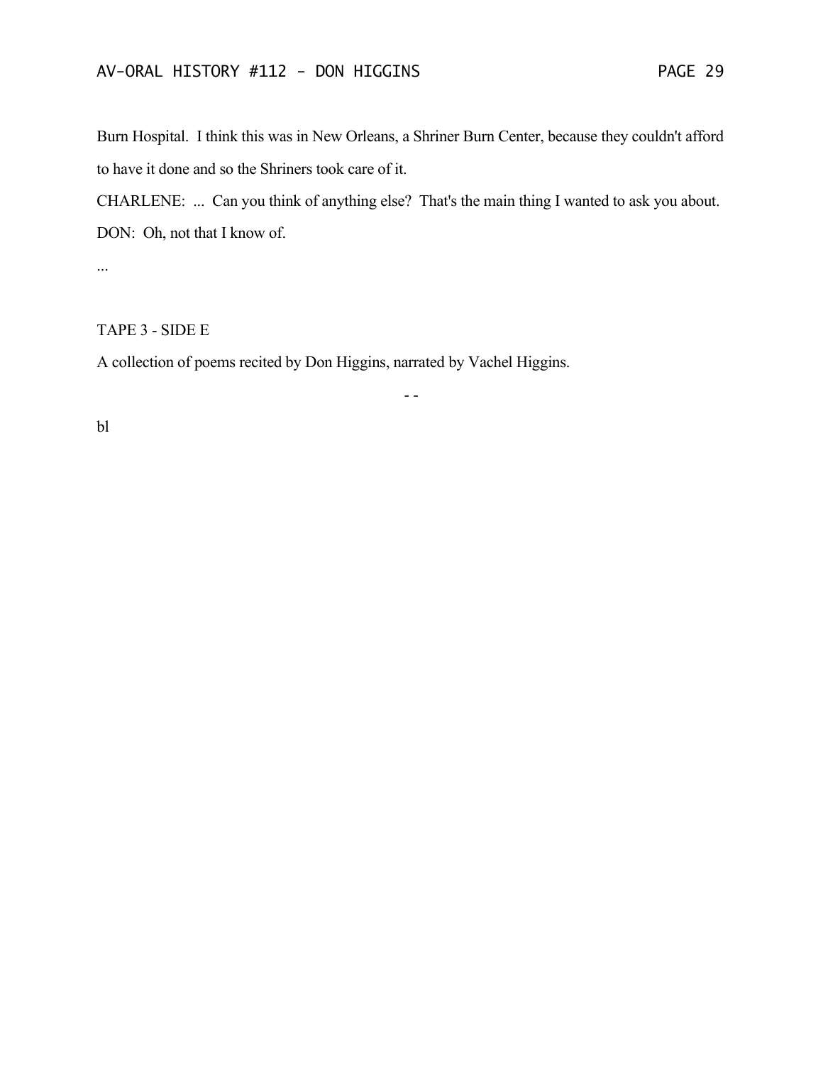Burn Hospital. I think this was in New Orleans, a Shriner Burn Center, because they couldn't afford to have it done and so the Shriners took care of it.

CHARLENE: ... Can you think of anything else? That's the main thing I wanted to ask you about.

DON: Oh, not that I know of.

...

TAPE 3 - SIDE E

A collection of poems recited by Don Higgins, narrated by Vachel Higgins.

- -

bl